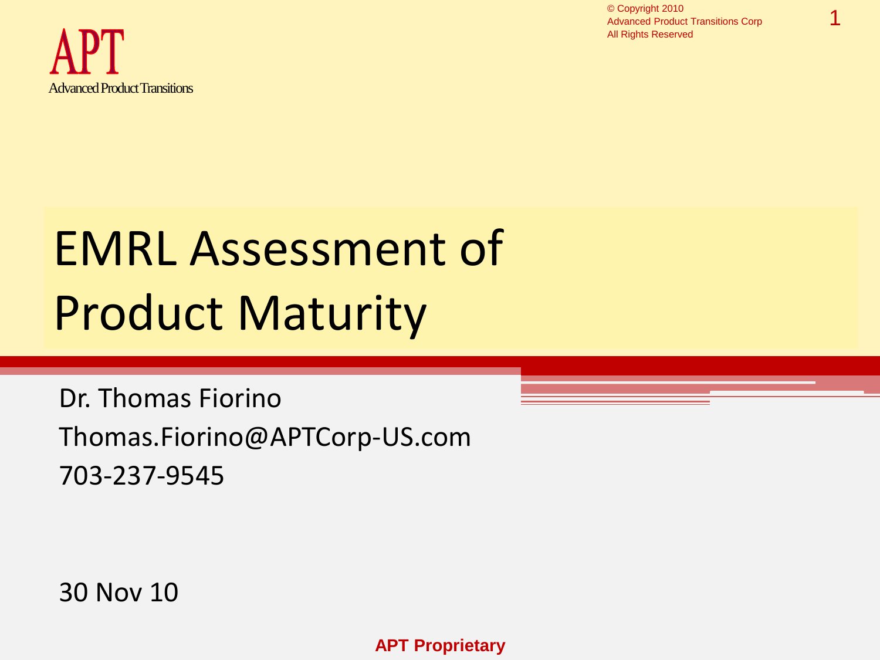APT

Advanced Product Transitions

© Copyright 2010
Advanced Product Transitions Corp
All Rights Reserved

# EMRL Assessment of Product Maturity

Dr. Thomas Fiorino

Thomas.Fiorino@APTCorp-US.com

703-237-9545

30 Nov 10

**APT Proprietary**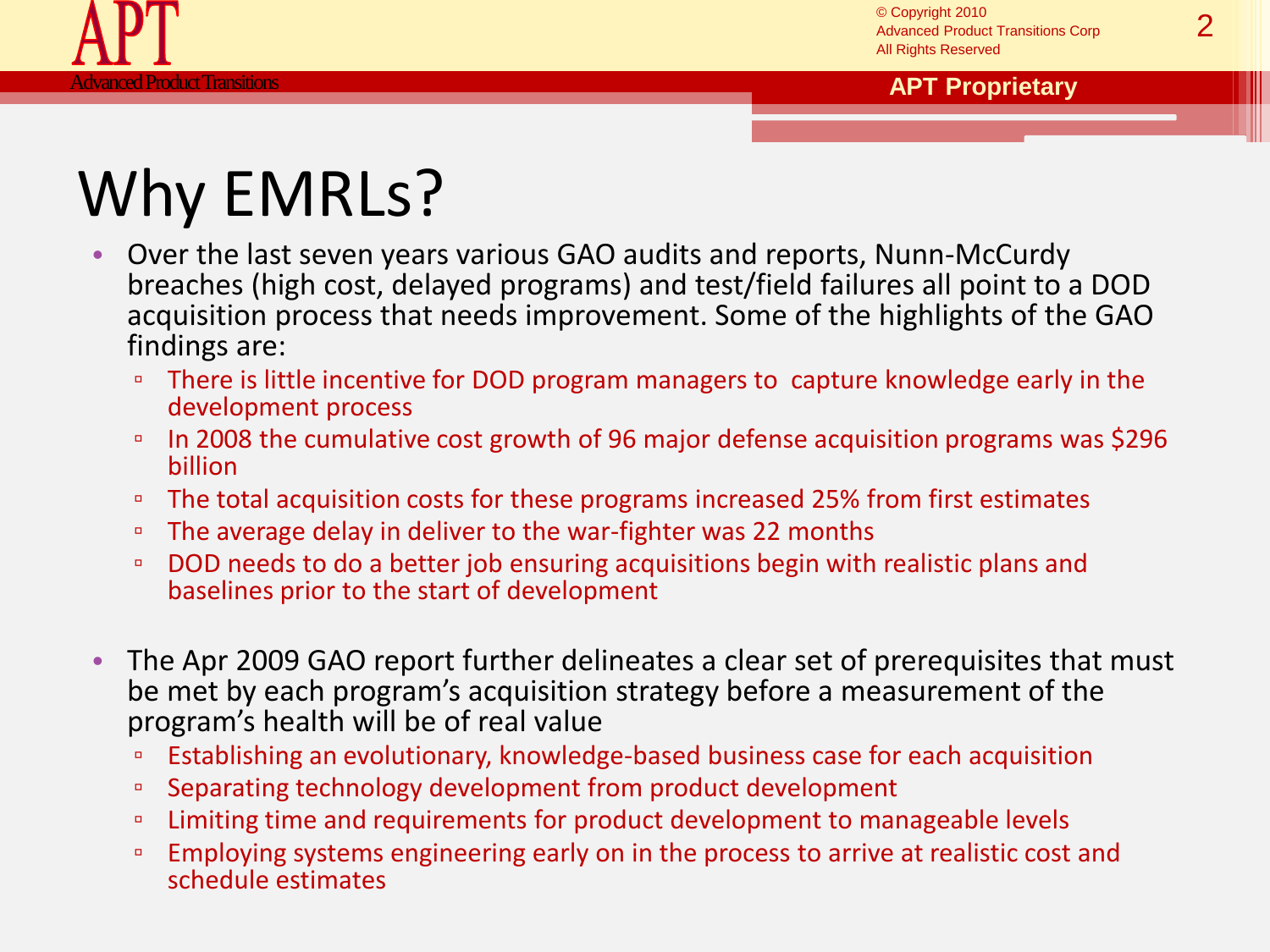# Why EMRLs?

- Over the last seven years various GAO audits and reports, Nunn-McCurdy breaches (high cost, delayed programs) and test/field failures all point to a DOD acquisition process that needs improvement. Some of the highlights of the GAO findings are:
  - There is little incentive for DOD program managers to capture knowledge early in the development process
  - In 2008 the cumulative cost growth of 96 major defense acquisition programs was $296 billion
  - The total acquisition costs for these programs increased 25% from first estimates
  - The average delay in deliver to the war-fighter was 22 months
  - DOD needs to do a better job ensuring acquisitions begin with realistic plans and baselines prior to the start of development

- The Apr 2009 GAO report further delineates a clear set of prerequisites that must be met by each program's acquisition strategy before a measurement of the program's health will be of real value
  - Establishing an evolutionary, knowledge-based business case for each acquisition
  - Separating technology development from product development
  - Limiting time and requirements for product development to manageable levels
  - Employing systems engineering early on in the process to arrive at realistic cost and schedule estimates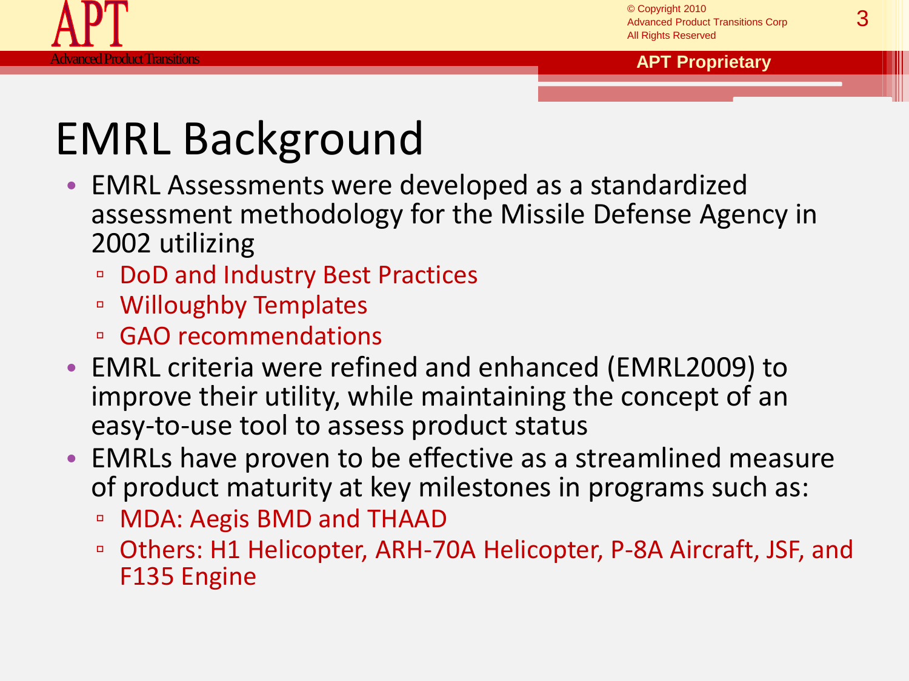# EMRL Background

- EMRL Assessments were developed as a standardized assessment methodology for the Missile Defense Agency in 2002 utilizing
  - DoD and Industry Best Practices
  - Willoughby Templates
  - GAO recommendations
- EMRL criteria were refined and enhanced (EMRL2009) to improve their utility, while maintaining the concept of an easy-to-use tool to assess product status
- EMRLs have proven to be effective as a streamlined measure of product maturity at key milestones in programs such as:
  - MDA: Aegis BMD and THAAD
  - Others: H1 Helicopter, ARH-70A Helicopter, P-8A Aircraft, JSF, and F135 Engine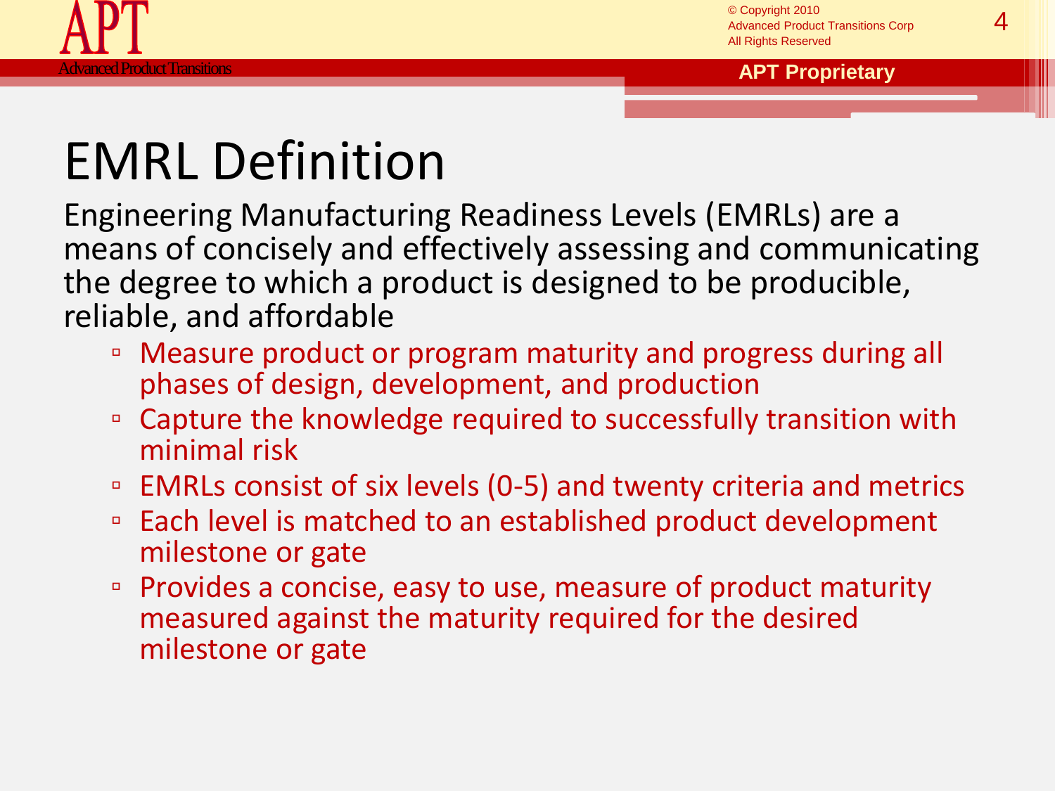# EMRL Definition

Engineering Manufacturing Readiness Levels (EMRLs) are a means of concisely and effectively assessing and communicating the degree to which a product is designed to be producible, reliable, and affordable

- Measure product or program maturity and progress during all phases of design, development, and production
- Capture the knowledge required to successfully transition with minimal risk
- EMRLs consist of six levels (0-5) and twenty criteria and metrics
- Each level is matched to an established product development milestone or gate
- Provides a concise, easy to use, measure of product maturity measured against the maturity required for the desired milestone or gate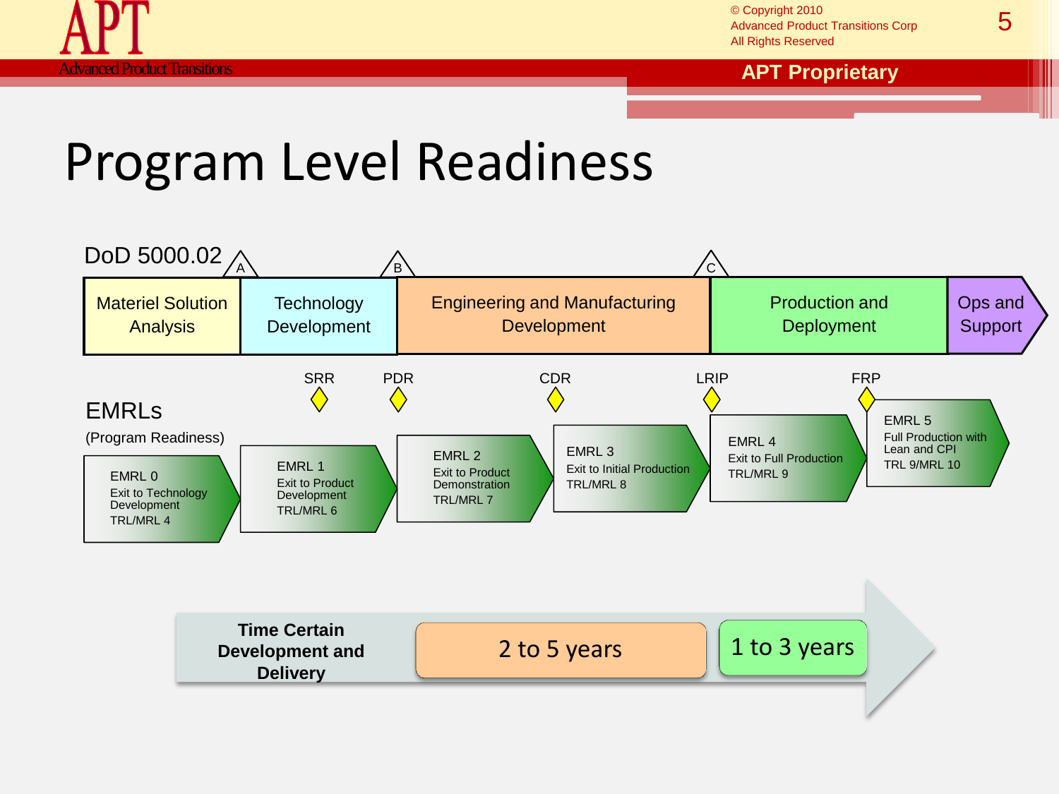# Program Level Readiness

**DoD 5000.02**

Milestones: A, B, C

| Materiel Solution Analysis | Technology Development | Engineering and Manufacturing Development | Production and Deployment | Ops and Support |
|---|---|---|---|---|

Reviews: SRR, PDR, CDR, LRIP, FRP

**EMRLs** (Program Readiness)

- **EMRL 0** – Exit to Technology Development – TRL/MRL 4
- **EMRL 1** – Exit to Product Development – TRL/MRL 6
- **EMRL 2** – Exit to Product Demonstration – TRL/MRL 7
- **EMRL 3** – Exit to Initial Production – TRL/MRL 8
- **EMRL 4** – Exit to Full Production – TRL/MRL 9
- **EMRL 5** – Full Production with Lean and CPI – TRL 9/MRL 10

**Time Certain Development and Delivery**: 2 to 5 years | 1 to 3 years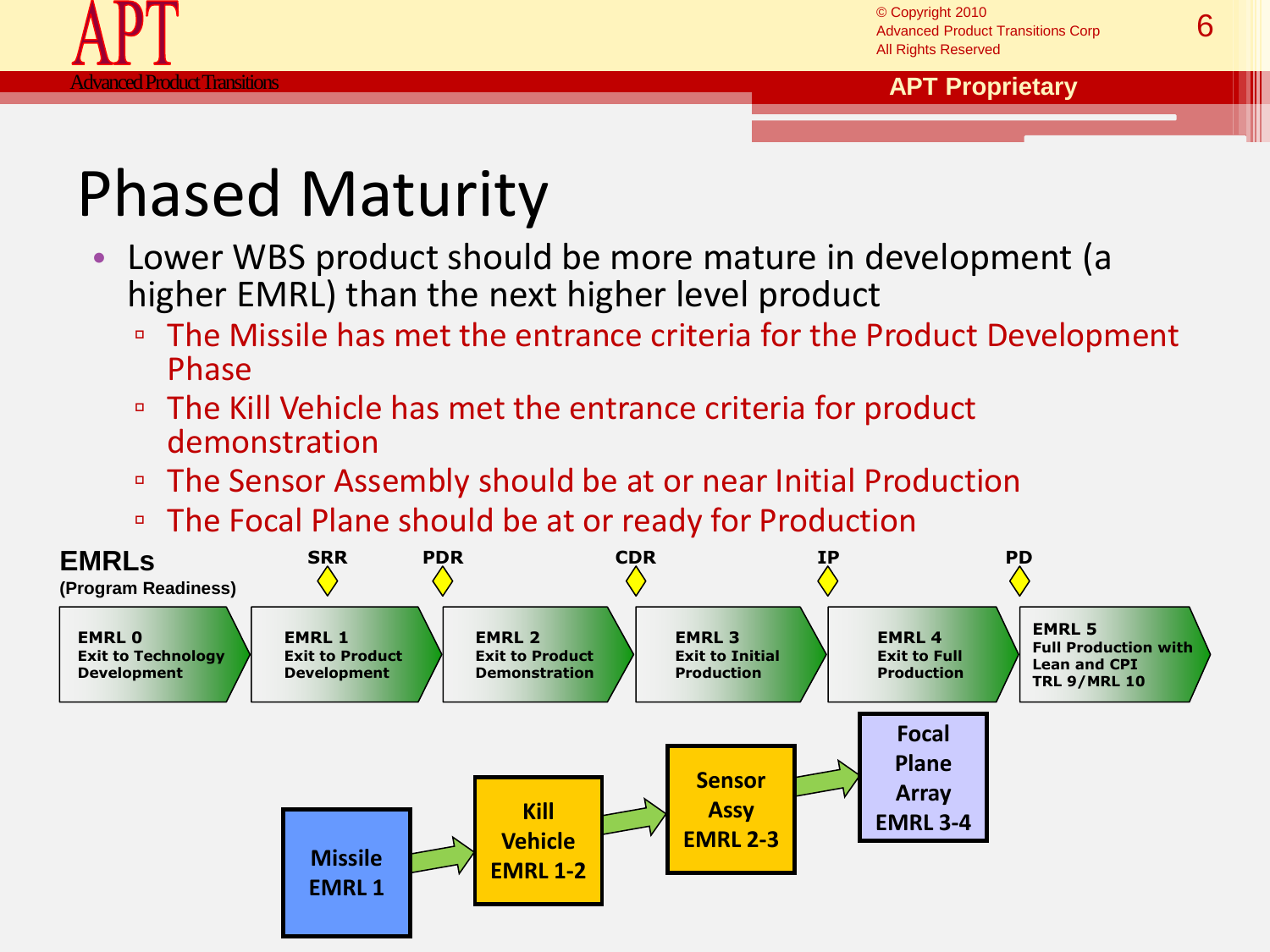# Phased Maturity

- Lower WBS product should be more mature in development (a higher EMRL) than the next higher level product
  - The Missile has met the entrance criteria for the Product Development Phase
  - The Kill Vehicle has met the entrance criteria for product demonstration
  - The Sensor Assembly should be at or near Initial Production
  - The Focal Plane should be at or ready for Production

**EMRLs**
**(Program Readiness)**

SRR — PDR — CDR — IP — PD

- **EMRL 0** Exit to Technology Development
- **EMRL 1** Exit to Product Development
- **EMRL 2** Exit to Product Demonstration
- **EMRL 3** Exit to Initial Production
- **EMRL 4** Exit to Full Production
- **EMRL 5** Full Production with Lean and CPI TRL 9/MRL 10

Missile EMRL 1 → Kill Vehicle EMRL 1-2 → Sensor Assy EMRL 2-3 → Focal Plane Array EMRL 3-4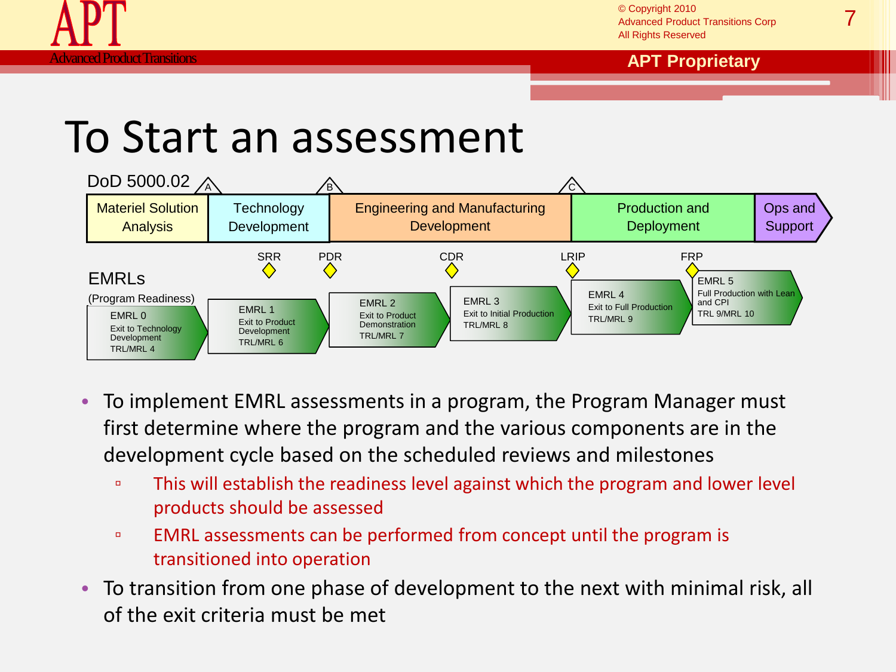# To Start an assessment

DoD 5000.02

| Materiel Solution Analysis | Technology Development | Engineering and Manufacturing Development | Production and Deployment | Ops and Support |
|---|---|---|---|---|

Milestones: A, B, C

Reviews: SRR, PDR, CDR, LRIP, FRP

EMRLs (Program Readiness)

- EMRL 0 — Exit to Technology Development — TRL/MRL 4
- EMRL 1 — Exit to Product Development — TRL/MRL 6
- EMRL 2 — Exit to Product Demonstration — TRL/MRL 7
- EMRL 3 — Exit to Initial Production — TRL/MRL 8
- EMRL 4 — Exit to Full Production — TRL/MRL 9
- EMRL 5 — Full Production with Lean and CPI — TRL 9/MRL 10

- To implement EMRL assessments in a program, the Program Manager must first determine where the program and the various components are in the development cycle based on the scheduled reviews and milestones
  - This will establish the readiness level against which the program and lower level products should be assessed
  - EMRL assessments can be performed from concept until the program is transitioned into operation
- To transition from one phase of development to the next with minimal risk, all of the exit criteria must be met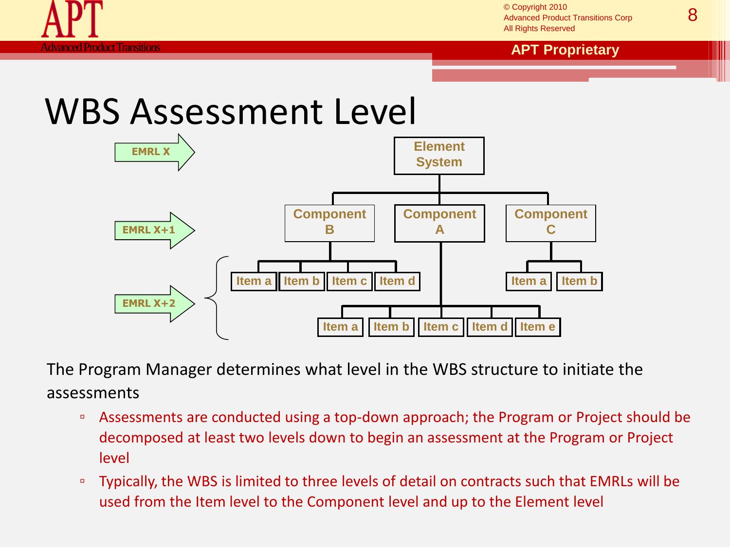# WBS Assessment Level

EMRL X → Element System

EMRL X+1 → Component B, Component A, Component C

EMRL X+2 → Component B: Item a, Item b, Item c, Item d; Component A: Item a, Item b, Item c, Item d, Item e; Component C: Item a, Item b

The Program Manager determines what level in the WBS structure to initiate the assessments

- Assessments are conducted using a top-down approach; the Program or Project should be decomposed at least two levels down to begin an assessment at the Program or Project level
- Typically, the WBS is limited to three levels of detail on contracts such that EMRLs will be used from the Item level to the Component level and up to the Element level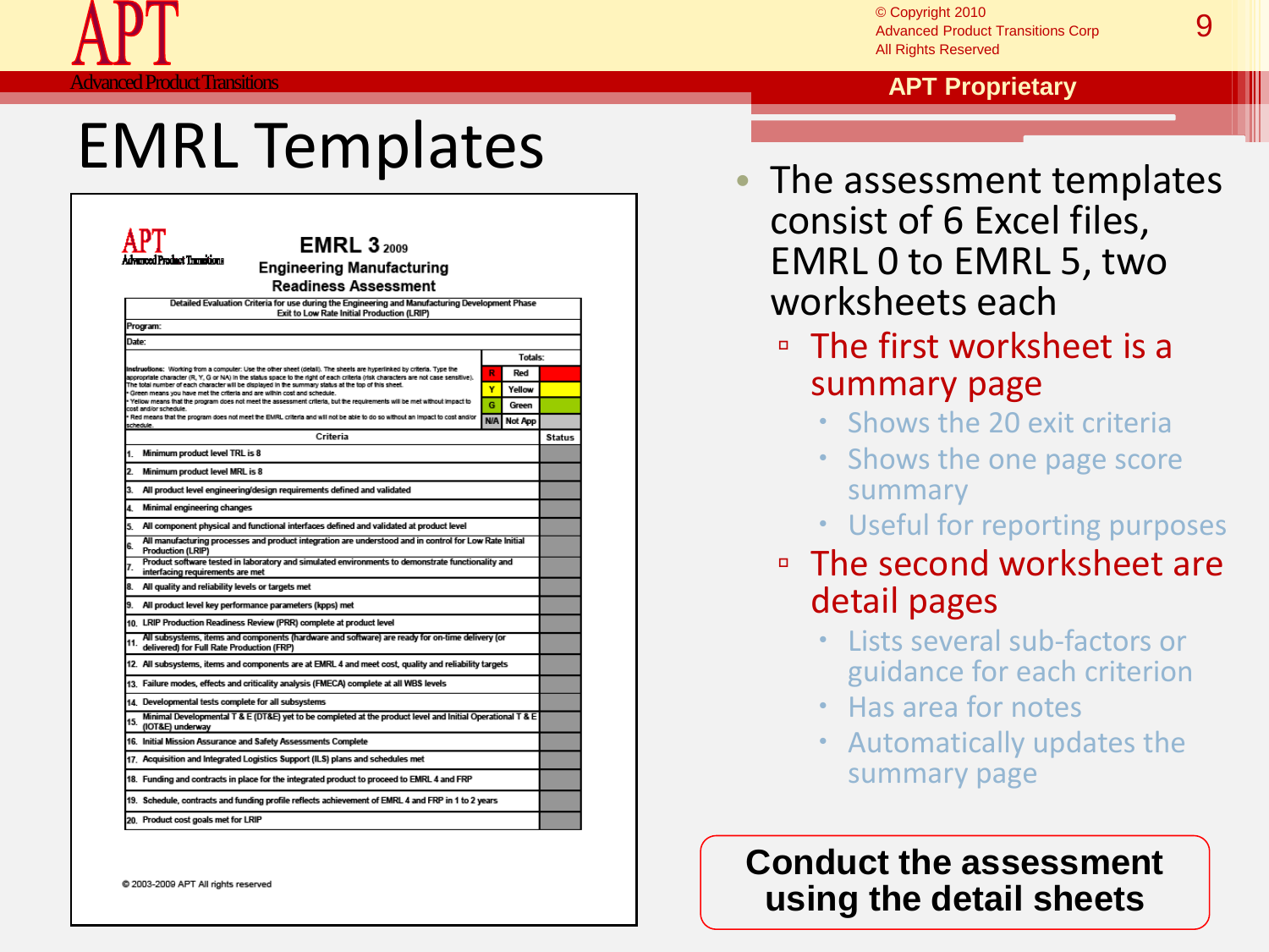# EMRL Templates

**EMRL 3** 2009
**Engineering Manufacturing Readiness Assessment**

Detailed Evaluation Criteria for use during the Engineering and Manufacturing Development Phase Exit to Low Rate Initial Production (LRIP)

Program:

Date:

Instructions: Working from a computer: Use the other sheet (detail). The sheets are hyperlinked by criteria. Type the appropriate character (R, Y, G or NA) in the status space to the right of each criteria (risk characters are not case sensitive). The total number of each character will be displayed in the summary status at the top of this sheet.
- Green means you have met the criteria and are within cost and schedule.
- Yellow means that the program does not meet the assessment criteria, but the requirements will be met without impact to cost and/or schedule.
- Red means that the program does not meet the EMRL criteria and will not be able to do so without an impact to cost and/or schedule.

| Totals: | | |
|---|---|---|
| R | Red | |
| Y | Yellow | |
| G | Green | |
| N/A | Not App | |

| | Criteria | Status |
|---|---|---|
| 1. | Minimum product level TRL is 8 | |
| 2. | Minimum product level MRL is 8 | |
| 3. | All product level engineering/design requirements defined and validated | |
| 4. | Minimal engineering changes | |
| 5. | All component physical and functional interfaces defined and validated at product level | |
| 6. | All manufacturing processes and product integration are understood and in control for Low Rate Initial Production (LRIP) | |
| 7. | Product software tested in laboratory and simulated environments to demonstrate functionality and interfacing requirements are met | |
| 8. | All quality and reliability levels or targets met | |
| 9. | All product level key performance parameters (kpps) met | |
| 10. | LRIP Production Readiness Review (PRR) complete at product level | |
| 11. | All subsystems, items and components (hardware and software) are ready for on-time delivery (or delivered) for Full Rate Production (FRP) | |
| 12. | All subsystems, items and components are at EMRL 4 and meet cost, quality and reliability targets | |
| 13. | Failure modes, effects and criticality analysis (FMECA) complete at all WBS levels | |
| 14. | Developmental tests complete for all subsystems | |
| 15. | Minimal Developmental T & E (DT&E) yet to be completed at the product level and Initial Operational T & E (IOT&E) underway | |
| 16. | Initial Mission Assurance and Safety Assessments Complete | |
| 17. | Acquisition and Integrated Logistics Support (ILS) plans and schedules met | |
| 18. | Funding and contracts in place for the integrated product to proceed to EMRL 4 and FRP | |
| 19. | Schedule, contracts and funding profile reflects achievement of EMRL 4 and FRP in 1 to 2 years | |
| 20. | Product cost goals met for LRIP | |

© 2003-2009 APT All rights reserved

- The assessment templates consist of 6 Excel files, EMRL 0 to EMRL 5, two worksheets each
  - The first worksheet is a summary page
    - Shows the 20 exit criteria
    - Shows the one page score summary
    - Useful for reporting purposes
  - The second worksheet are detail pages
    - Lists several sub-factors or guidance for each criterion
    - Has area for notes
    - Automatically updates the summary page

**Conduct the assessment using the detail sheets**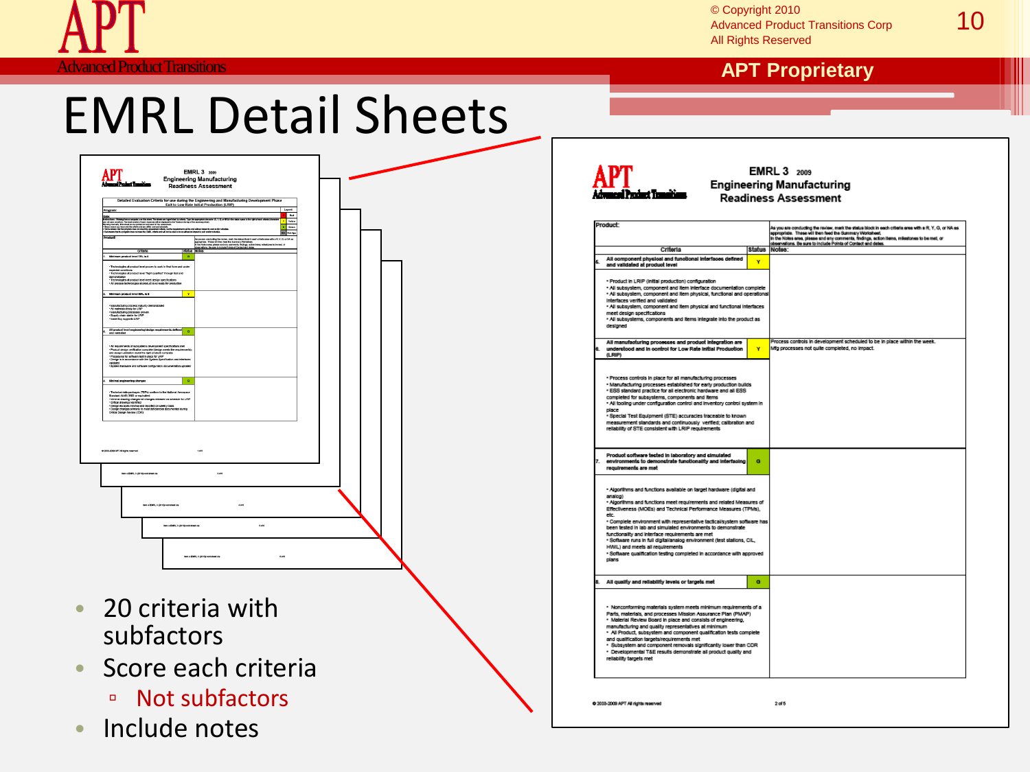# EMRL Detail Sheets

**EMRL 3** 2009
**Engineering Manufacturing Readiness Assessment**

| Product: | | As you are conducting the review, mark the status block in each criteria area with a R, Y, G, or NA as appropriate. These will then feed the Summary Worksheet. In the Notes area, please add any comments, findings, action items, milestones to be met, or observations. Be sure to include Points of Contact and dates. |
|---|---|---|
| **Criteria** | **Status** | **Notes:** |
| **5. All component physical and functional interfaces defined and validated at product level** | Y | |
| • Product in LRIP (initial production) configuration<br>• All subsystem, component and item interface documentation complete<br>• All subsystem, component and item physical, functional and operational interfaces verified and validated<br>• All subsystem, component and item physical and functional interfaces meet design specifications<br>• All subsystems, components and items integrate into the product as designed | | |
| **6. All manufacturing processes and product integration are understood and in control for Low Rate Initial Production (LRIP)** | Y | Process controls in development scheduled to be in place within the week. Mfg processes not quite completed, no impact. |
| • Process controls in place for all manufacturing processes<br>• Manufacturing processes established for early production builds<br>• ESS standard practice for all electronic hardware and all ESS completed for subsystems, components and items<br>• All tooling under configuration control and inventory control system in place<br>• Special Test Equipment (STE) accuracies traceable to known measurement standards and continuously verified; calibration and reliability of STE consistent with LRIP requirements | | |
| **7. Product software tested in laboratory and simulated environments to demonstrate functionality and interfacing requirements are met** | G | |
| • Algorithms and functions available on target hardware (digital and analog)<br>• Algorithms and functions meet requirements and related Measures of Effectiveness (MOEs) and Technical Performance Measures (TPMs), etc.<br>• Complete environment with representative tactical/system software has been tested in lab and simulated environments to demonstrate functionality and interface requirements are met<br>• Software runs in full digital/analog environment (test stations, CIL, HWIL) and meets all requirements<br>• Software qualification testing completed in accordance with approved plans | | |
| **8. All quality and reliability levels or targets met** | G | |
| • Nonconforming materials system meets minimum requirements of a Parts, materials, and processes Mission Assurance Plan (PMAP)<br>• Material Review Board in place and consists of engineering, manufacturing and quality representatives at minimum<br>• All Product, subsystem and component qualification tests complete and qualification targets/requirements met<br>• Subsystem and component removals significantly lower than CDR<br>• Developmental T&E results demonstrate all product quality and reliability targets met | | |

© 2003-2009 APT All rights reserved

- 20 criteria with subfactors
- Score each criteria
  - Not subfactors
- Include notes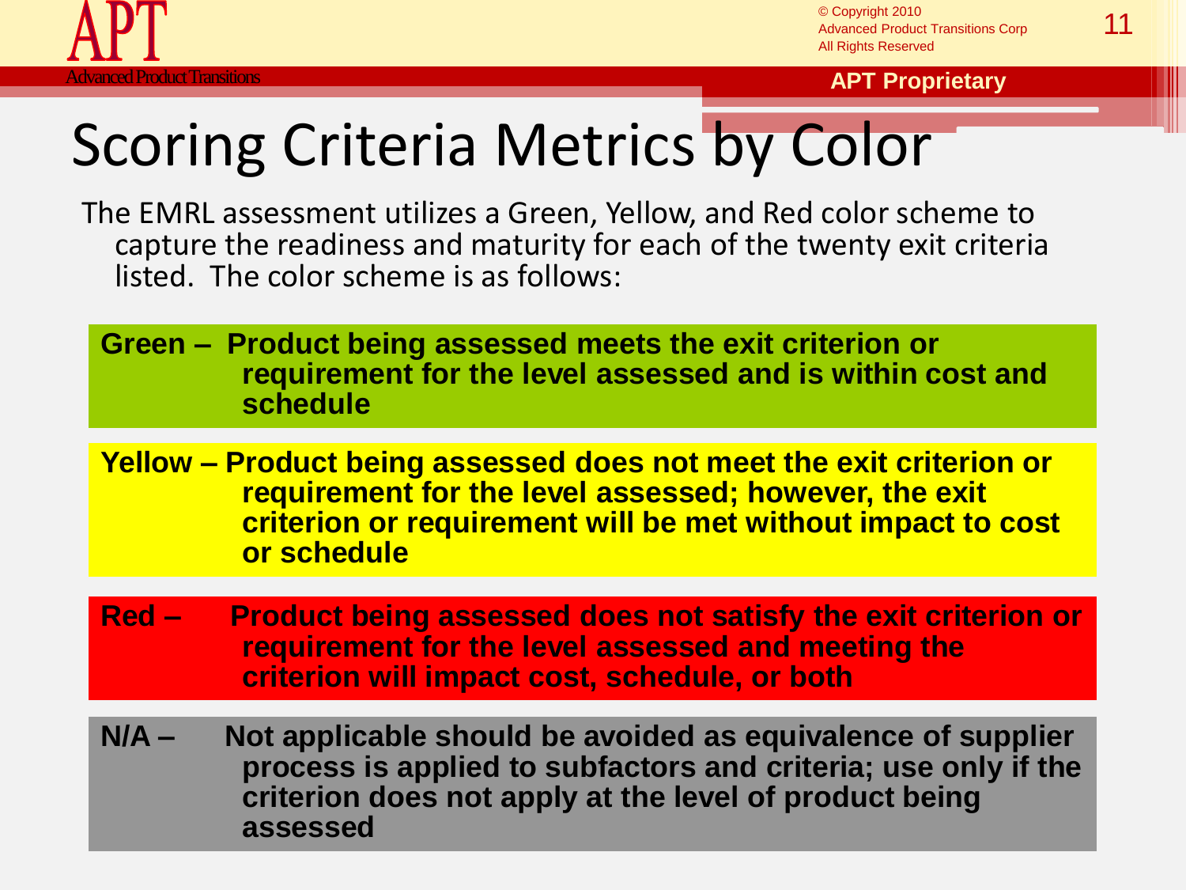# Scoring Criteria Metrics by Color

The EMRL assessment utilizes a Green, Yellow, and Red color scheme to capture the readiness and maturity for each of the twenty exit criteria listed. The color scheme is as follows:

**Green – Product being assessed meets the exit criterion or requirement for the level assessed and is within cost and schedule**

**Yellow – Product being assessed does not meet the exit criterion or requirement for the level assessed; however, the exit criterion or requirement will be met without impact to cost or schedule**

**Red – Product being assessed does not satisfy the exit criterion or requirement for the level assessed and meeting the criterion will impact cost, schedule, or both**

**N/A – Not applicable should be avoided as equivalence of supplier process is applied to subfactors and criteria; use only if the criterion does not apply at the level of product being assessed**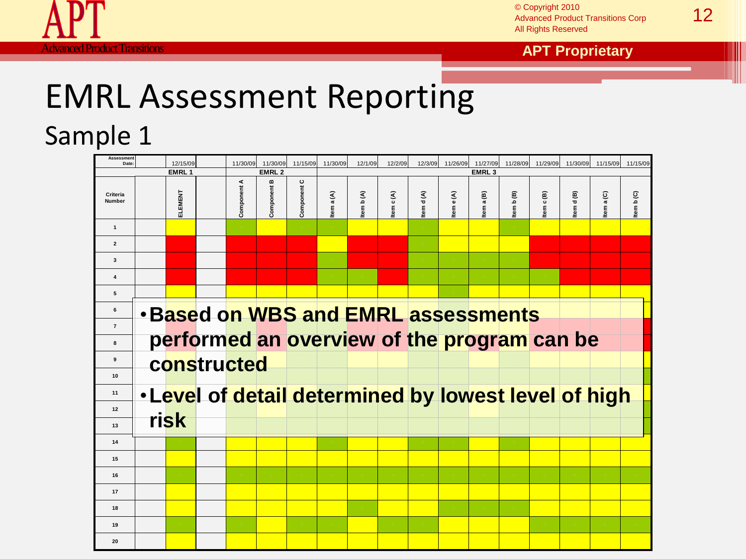# EMRL Assessment Reporting

## Sample 1

| Assessment Date: | | 12/15/09 | | 11/30/09 | 11/30/09 | 11/15/09 | 11/30/09 | 12/1/09 | 12/2/09 | 12/3/09 | 11/26/09 | 11/27/09 | 11/28/09 | 11/29/09 | 11/30/09 | 11/15/09 | 11/15/09 |
|---|---|---|---|---|---|---|---|---|---|---|---|---|---|---|---|---|---|
| | | EMRL 1 | | EMRL 2 | | | EMRL 3 | | | | | | | | | | |
| Criteria Number | | ELEMENT | | Component A | Component B | Component C | Item a (A) | Item b (A) | Item c (A) | Item d (A) | Item e (A) | Item a (B) | Item b (B) | Item c (B) | Item d (B) | Item a (C) | Item b (C) |
| 1 | | | | | | | | | | | | | | | | | |
| 2 | | | | | | | | | | | | | | | | | |
| 3 | | | | | | | | | | | | | | | | | |
| 4 | | | | | | | | | | | | | | | | | |
| 5 | | | | | | | | | | | | | | | | | |
| 6 | | | | | | | | | | | | | | | | | |
| 7 | | | | | | | | | | | | | | | | | |
| 8 | | | | | | | | | | | | | | | | | |
| 9 | | | | | | | | | | | | | | | | | |
| 10 | | | | | | | | | | | | | | | | | |
| 11 | | | | | | | | | | | | | | | | | |
| 12 | | | | | | | | | | | | | | | | | |
| 13 | | | | | | | | | | | | | | | | | |
| 14 | | | | | | | | | | | | | | | | | |
| 15 | | | | | | | | | | | | | | | | | |
| 16 | | | | | | | | | | | | | | | | | |
| 17 | | | | | | | | | | | | | | | | | |
| 18 | | | | | | | | | | | | | | | | | |
| 19 | | | | | | | | | | | | | | | | | |
| 20 | | | | | | | | | | | | | | | | | |

- **Based on WBS and EMRL assessments performed an overview of the program can be constructed**
- **Level of detail determined by lowest level of high risk**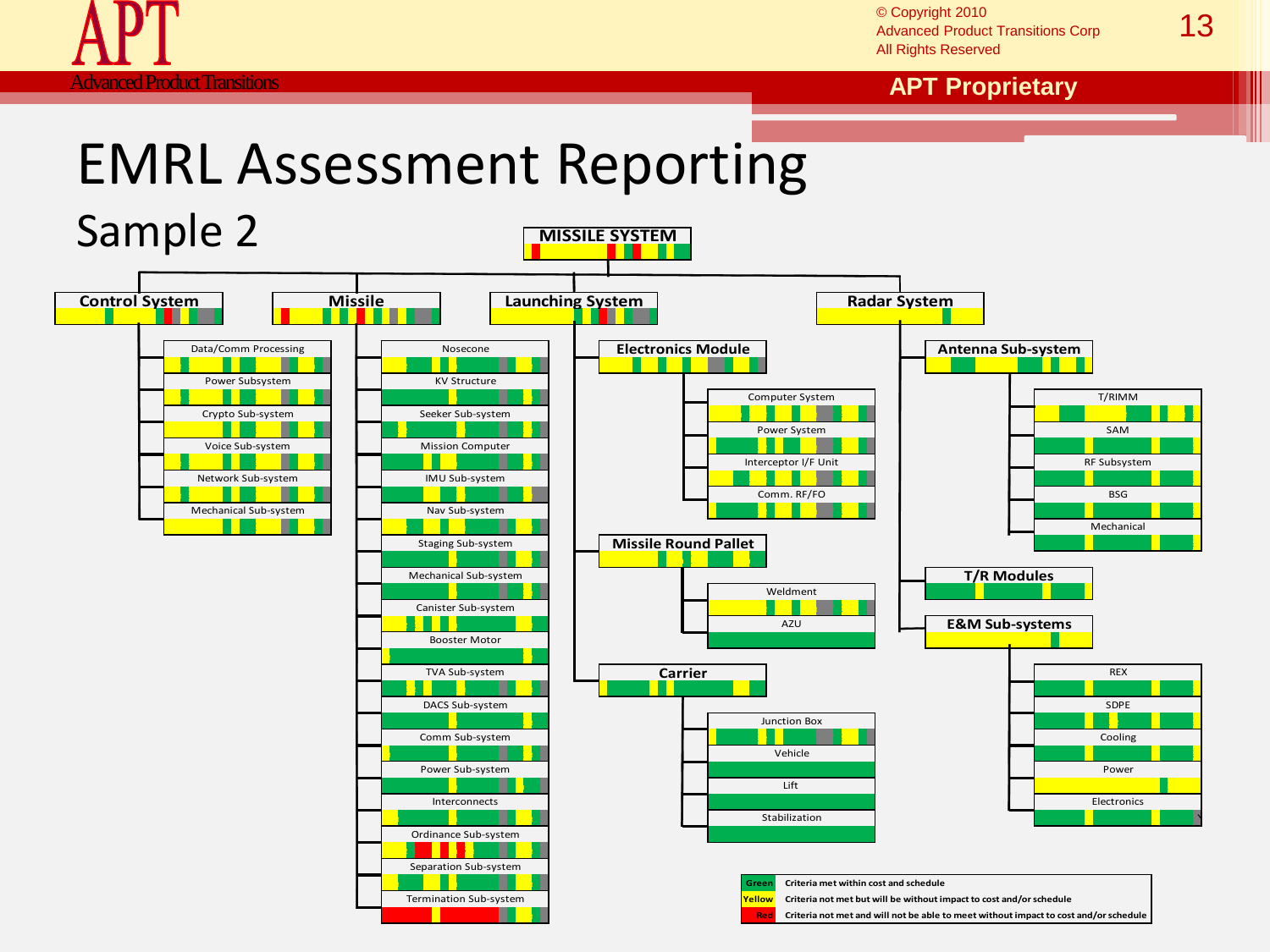# EMRL Assessment Reporting

## Sample 2

**MISSILE SYSTEM**

**Control System**
- Data/Comm Processing
- Power Subsystem
- Crypto Sub-system
- Voice Sub-system
- Network Sub-system
- Mechanical Sub-system

**Missile**
- Nosecone
- KV Structure
- Seeker Sub-system
- Mission Computer
- IMU Sub-system
- Nav Sub-system
- Staging Sub-system
- Mechanical Sub-system
- Canister Sub-system
- Booster Motor
- TVA Sub-system
- DACS Sub-system
- Comm Sub-system
- Power Sub-system
- Interconnects
- Ordinance Sub-system
- Separation Sub-system
- Termination Sub-system

**Launching System**
- **Electronics Module**
  - Computer System
  - Power System
  - Interceptor I/F Unit
  - Comm. RF/FO
- **Missile Round Pallet**
  - Weldment
  - AZU
- **Carrier**
  - Junction Box
  - Vehicle
  - Lift
  - Stabilization

**Radar System**
- **Antenna Sub-system**
  - T/RIMM
  - SAM
  - RF Subsystem
  - BSG
  - Mechanical
- **T/R Modules**
- **E&M Sub-systems**
  - REX
  - SDPE
  - Cooling
  - Power
  - Electronics

| Color | Meaning |
|---|---|
| Green | Criteria met within cost and schedule |
| Yellow | Criteria not met but will be without impact to cost and/or schedule |
| Red | Criteria not met and will not be able to meet without impact to cost and/or schedule |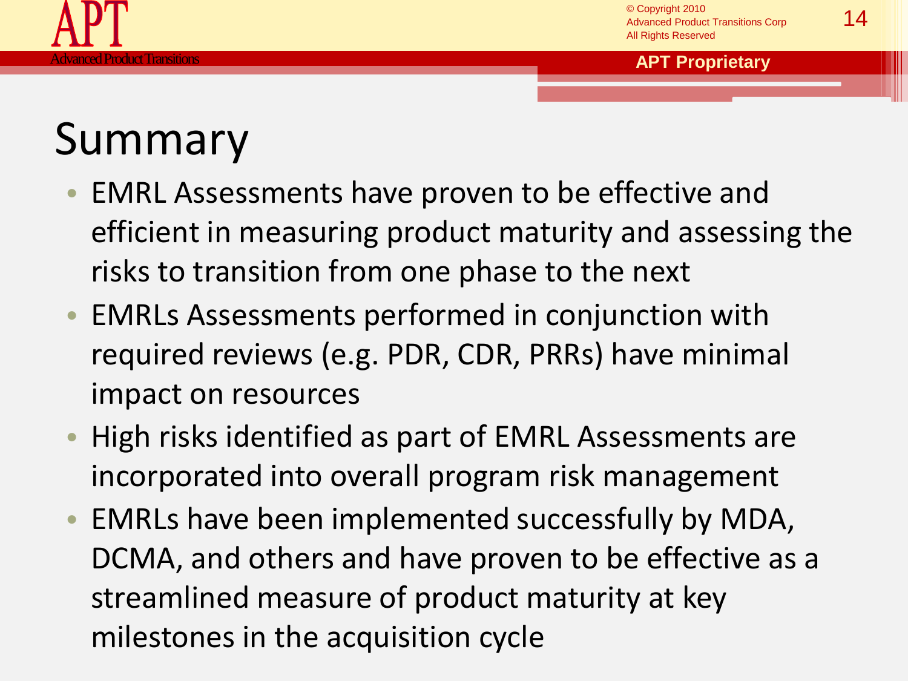# Summary

- EMRL Assessments have proven to be effective and efficient in measuring product maturity and assessing the risks to transition from one phase to the next
- EMRLs Assessments performed in conjunction with required reviews (e.g. PDR, CDR, PRRs) have minimal impact on resources
- High risks identified as part of EMRL Assessments are incorporated into overall program risk management
- EMRLs have been implemented successfully by MDA, DCMA, and others and have proven to be effective as a streamlined measure of product maturity at key milestones in the acquisition cycle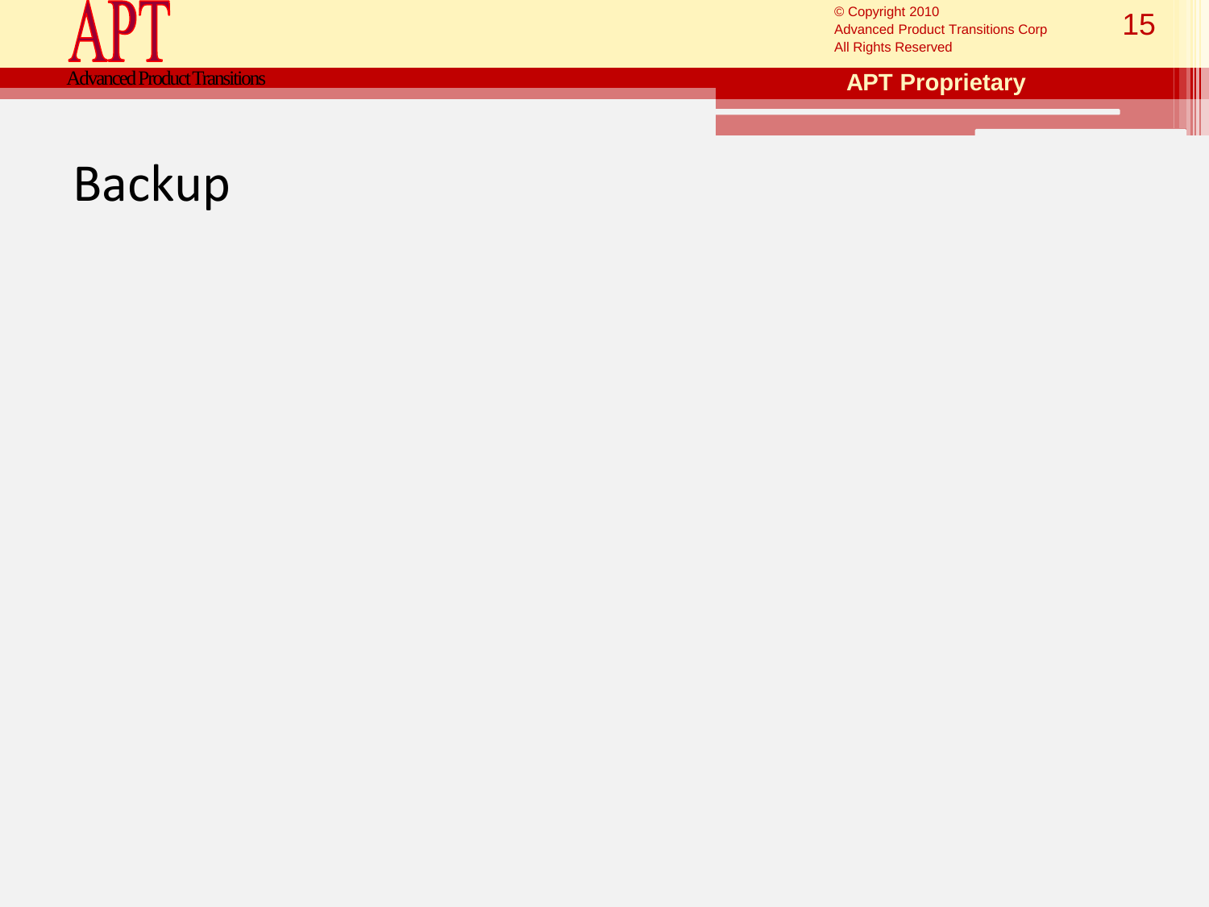# Backup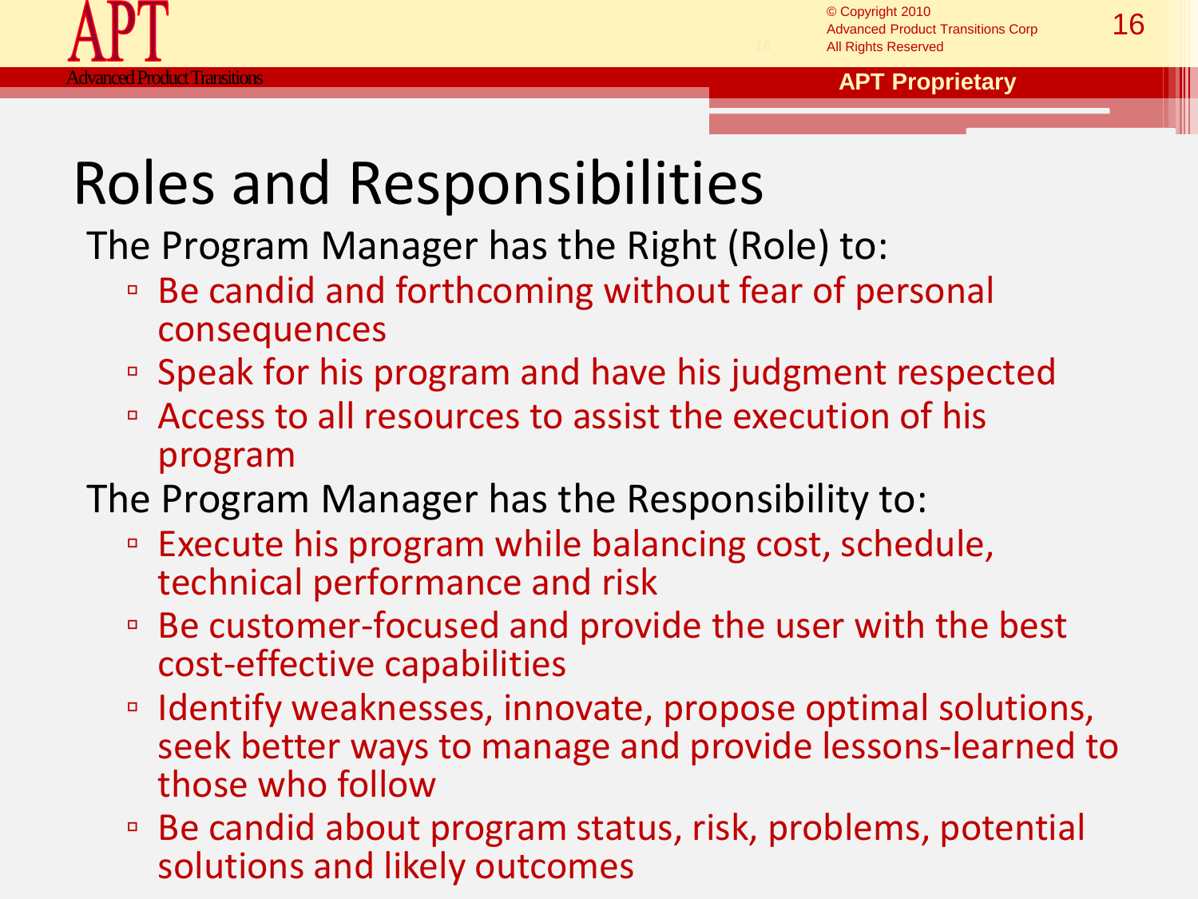# Roles and Responsibilities

The Program Manager has the Right (Role) to:

- Be candid and forthcoming without fear of personal consequences
- Speak for his program and have his judgment respected
- Access to all resources to assist the execution of his program

The Program Manager has the Responsibility to:

- Execute his program while balancing cost, schedule, technical performance and risk
- Be customer-focused and provide the user with the best cost-effective capabilities
- Identify weaknesses, innovate, propose optimal solutions, seek better ways to manage and provide lessons-learned to those who follow
- Be candid about program status, risk, problems, potential solutions and likely outcomes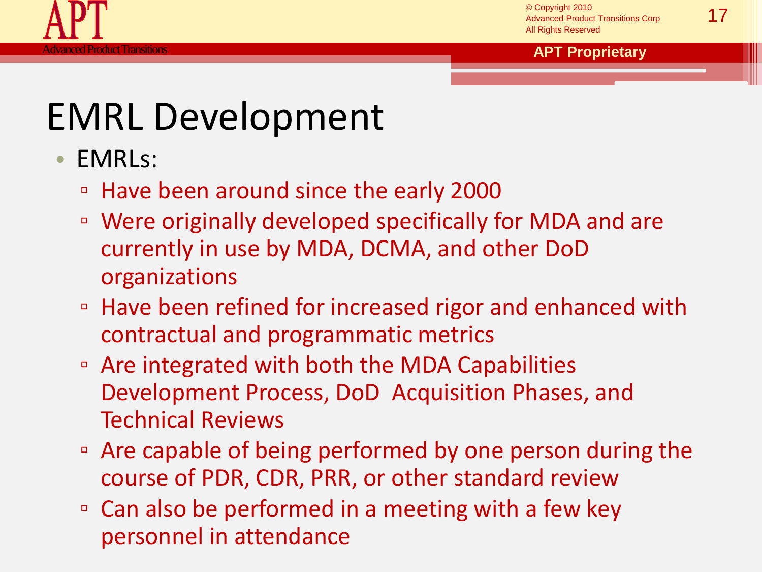# EMRL Development

- EMRLs:
  - Have been around since the early 2000
  - Were originally developed specifically for MDA and are currently in use by MDA, DCMA, and other DoD organizations
  - Have been refined for increased rigor and enhanced with contractual and programmatic metrics
  - Are integrated with both the MDA Capabilities Development Process, DoD Acquisition Phases, and Technical Reviews
  - Are capable of being performed by one person during the course of PDR, CDR, PRR, or other standard review
  - Can also be performed in a meeting with a few key personnel in attendance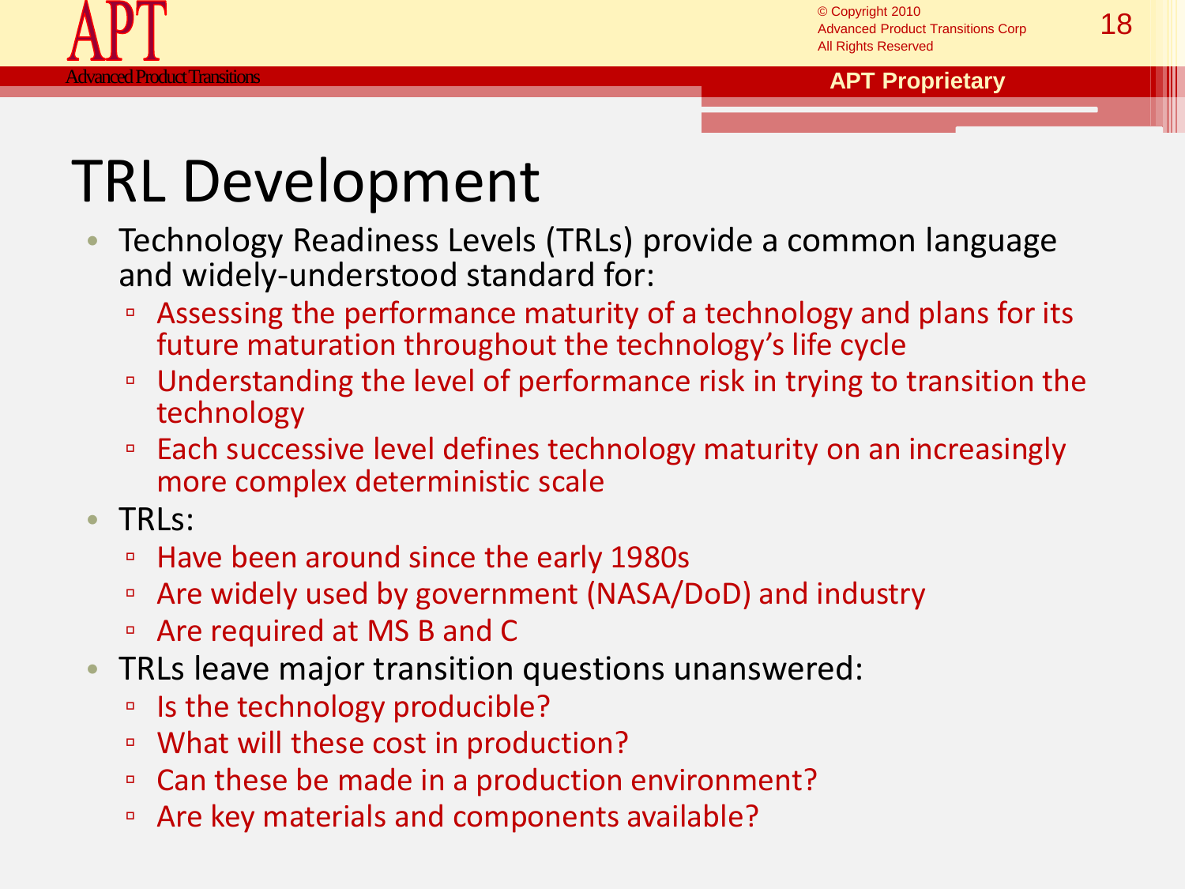# TRL Development

- Technology Readiness Levels (TRLs) provide a common language and widely-understood standard for:
  - Assessing the performance maturity of a technology and plans for its future maturation throughout the technology's life cycle
  - Understanding the level of performance risk in trying to transition the technology
  - Each successive level defines technology maturity on an increasingly more complex deterministic scale
- TRLs:
  - Have been around since the early 1980s
  - Are widely used by government (NASA/DoD) and industry
  - Are required at MS B and C
- TRLs leave major transition questions unanswered:
  - Is the technology producible?
  - What will these cost in production?
  - Can these be made in a production environment?
  - Are key materials and components available?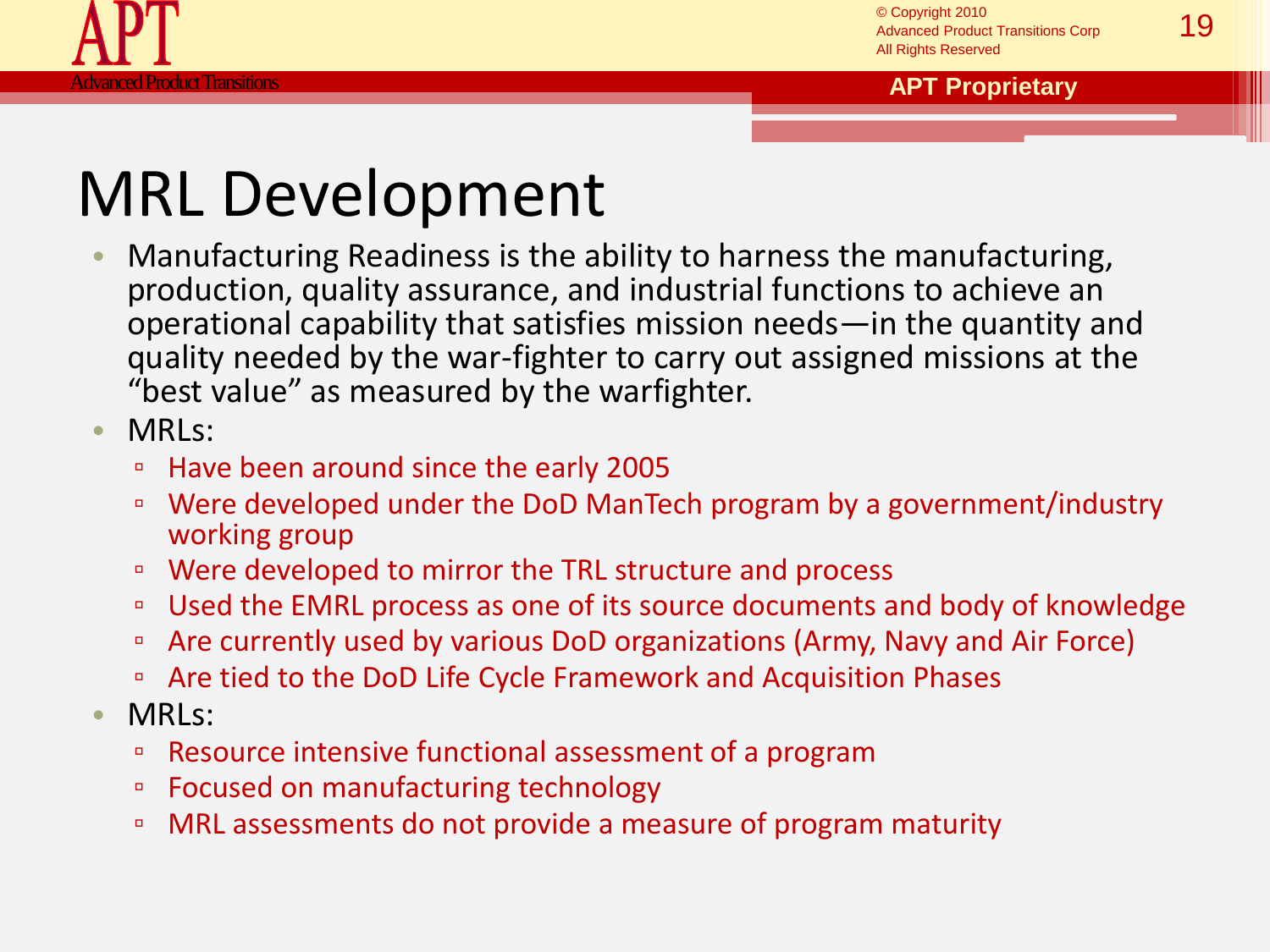# MRL Development

- Manufacturing Readiness is the ability to harness the manufacturing, production, quality assurance, and industrial functions to achieve an operational capability that satisfies mission needs—in the quantity and quality needed by the war-fighter to carry out assigned missions at the “best value” as measured by the warfighter.
- MRLs:
  - Have been around since the early 2005
  - Were developed under the DoD ManTech program by a government/industry working group
  - Were developed to mirror the TRL structure and process
  - Used the EMRL process as one of its source documents and body of knowledge
  - Are currently used by various DoD organizations (Army, Navy and Air Force)
  - Are tied to the DoD Life Cycle Framework and Acquisition Phases
- MRLs:
  - Resource intensive functional assessment of a program
  - Focused on manufacturing technology
  - MRL assessments do not provide a measure of program maturity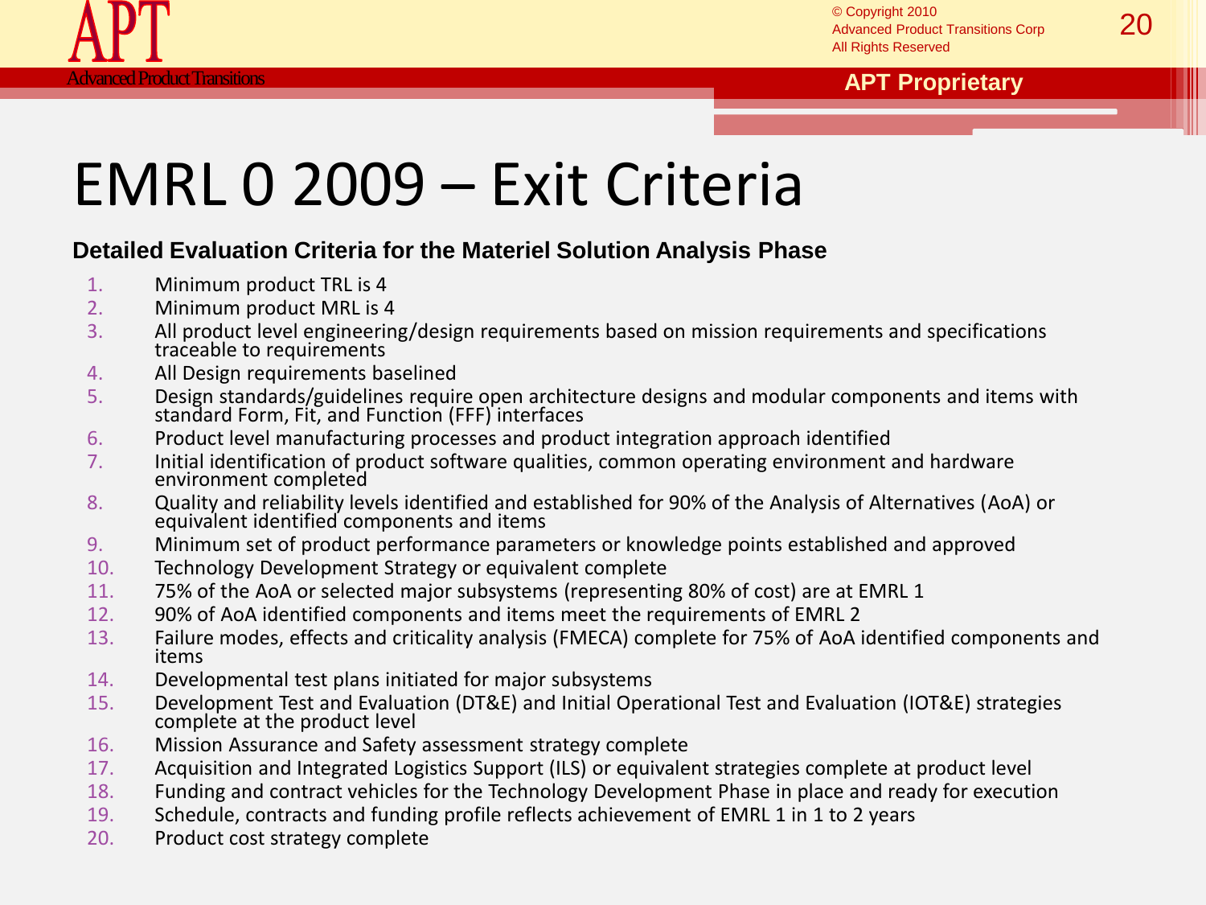# EMRL 0 2009 – Exit Criteria

**Detailed Evaluation Criteria for the Materiel Solution Analysis Phase**

1. Minimum product TRL is 4
2. Minimum product MRL is 4
3. All product level engineering/design requirements based on mission requirements and specifications traceable to requirements
4. All Design requirements baselined
5. Design standards/guidelines require open architecture designs and modular components and items with standard Form, Fit, and Function (FFF) interfaces
6. Product level manufacturing processes and product integration approach identified
7. Initial identification of product software qualities, common operating environment and hardware environment completed
8. Quality and reliability levels identified and established for 90% of the Analysis of Alternatives (AoA) or equivalent identified components and items
9. Minimum set of product performance parameters or knowledge points established and approved
10. Technology Development Strategy or equivalent complete
11. 75% of the AoA or selected major subsystems (representing 80% of cost) are at EMRL 1
12. 90% of AoA identified components and items meet the requirements of EMRL 2
13. Failure modes, effects and criticality analysis (FMECA) complete for 75% of AoA identified components and items
14. Developmental test plans initiated for major subsystems
15. Development Test and Evaluation (DT&E) and Initial Operational Test and Evaluation (IOT&E) strategies complete at the product level
16. Mission Assurance and Safety assessment strategy complete
17. Acquisition and Integrated Logistics Support (ILS) or equivalent strategies complete at product level
18. Funding and contract vehicles for the Technology Development Phase in place and ready for execution
19. Schedule, contracts and funding profile reflects achievement of EMRL 1 in 1 to 2 years
20. Product cost strategy complete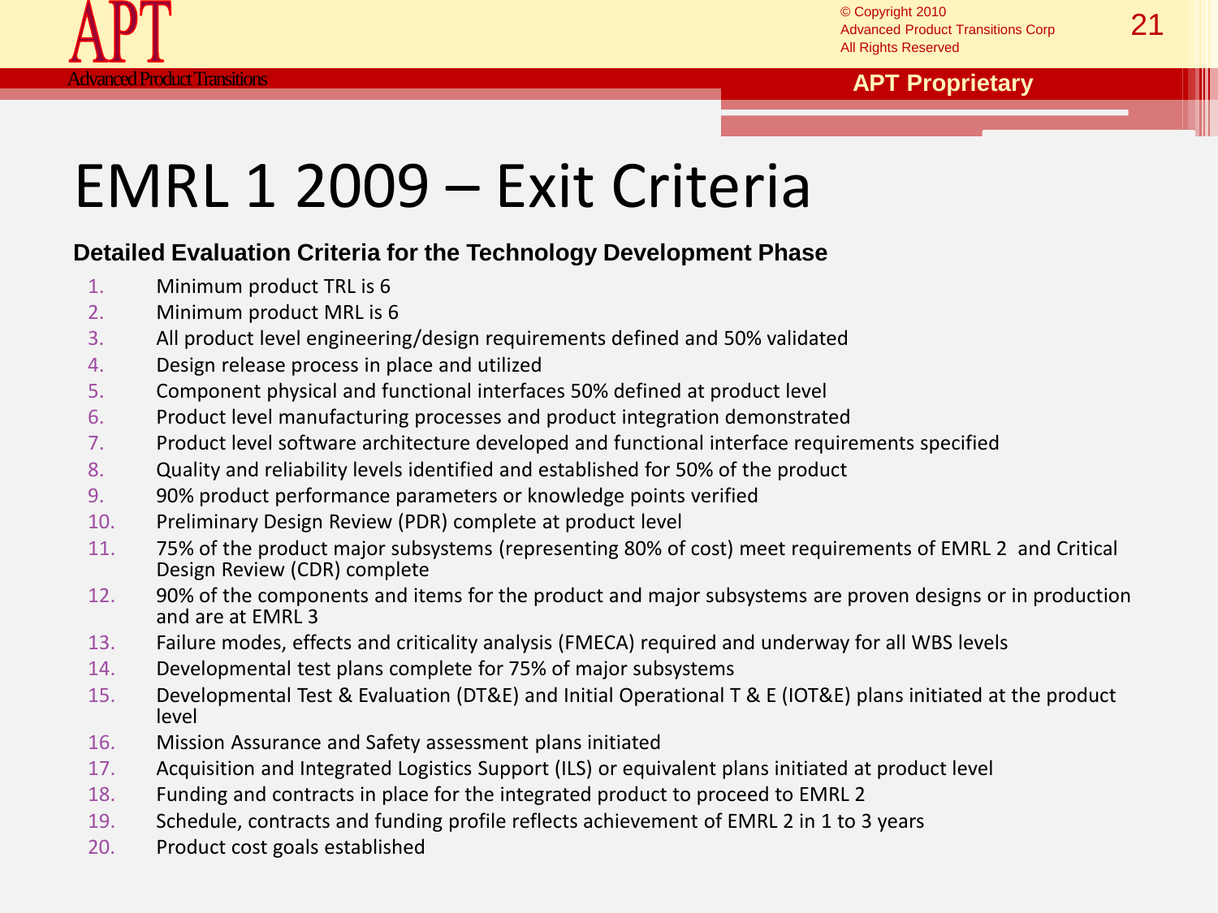# EMRL 1 2009 – Exit Criteria

**Detailed Evaluation Criteria for the Technology Development Phase**

1. Minimum product TRL is 6
2. Minimum product MRL is 6
3. All product level engineering/design requirements defined and 50% validated
4. Design release process in place and utilized
5. Component physical and functional interfaces 50% defined at product level
6. Product level manufacturing processes and product integration demonstrated
7. Product level software architecture developed and functional interface requirements specified
8. Quality and reliability levels identified and established for 50% of the product
9. 90% product performance parameters or knowledge points verified
10. Preliminary Design Review (PDR) complete at product level
11. 75% of the product major subsystems (representing 80% of cost) meet requirements of EMRL 2 and Critical Design Review (CDR) complete
12. 90% of the components and items for the product and major subsystems are proven designs or in production and are at EMRL 3
13. Failure modes, effects and criticality analysis (FMECA) required and underway for all WBS levels
14. Developmental test plans complete for 75% of major subsystems
15. Developmental Test & Evaluation (DT&E) and Initial Operational T & E (IOT&E) plans initiated at the product level
16. Mission Assurance and Safety assessment plans initiated
17. Acquisition and Integrated Logistics Support (ILS) or equivalent plans initiated at product level
18. Funding and contracts in place for the integrated product to proceed to EMRL 2
19. Schedule, contracts and funding profile reflects achievement of EMRL 2 in 1 to 3 years
20. Product cost goals established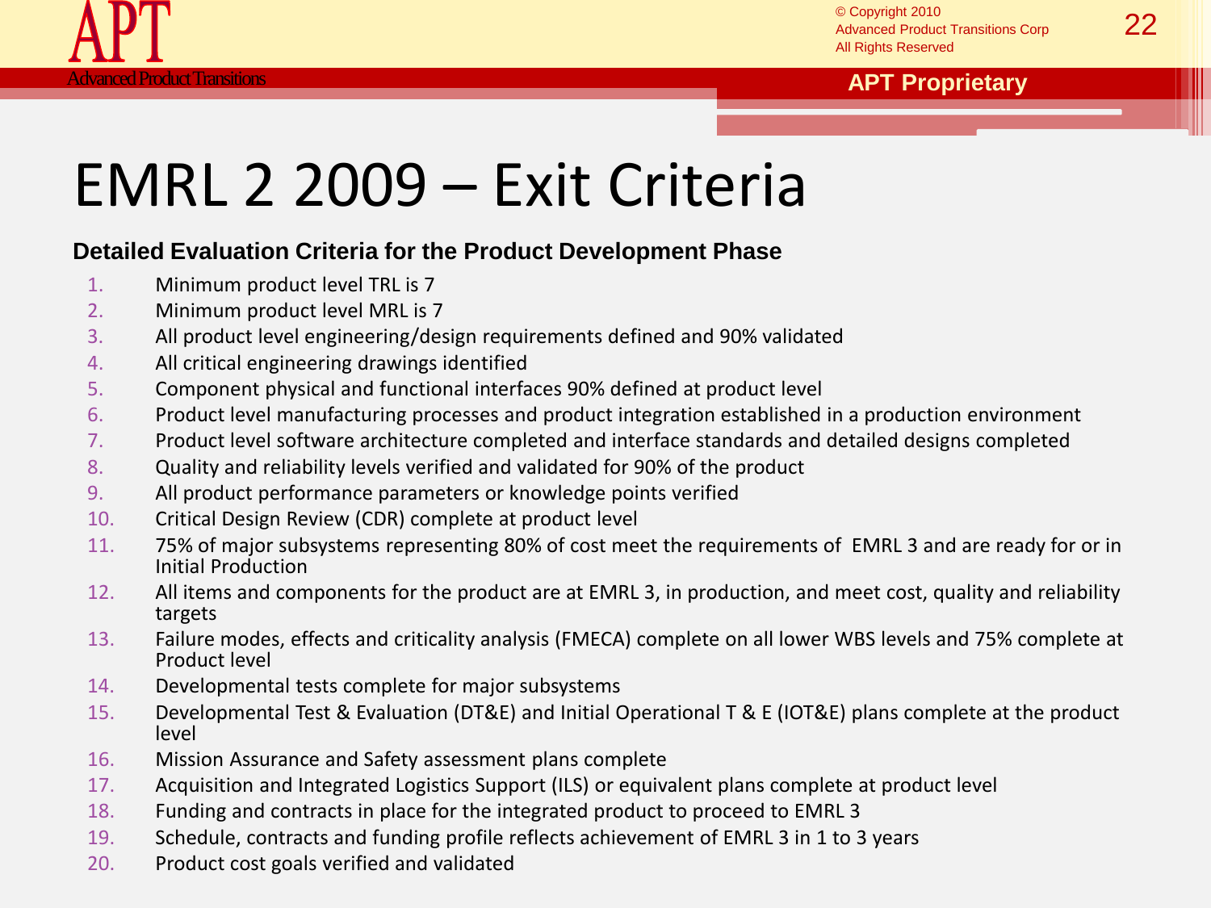# EMRL 2 2009 – Exit Criteria

**Detailed Evaluation Criteria for the Product Development Phase**

1. Minimum product level TRL is 7
2. Minimum product level MRL is 7
3. All product level engineering/design requirements defined and 90% validated
4. All critical engineering drawings identified
5. Component physical and functional interfaces 90% defined at product level
6. Product level manufacturing processes and product integration established in a production environment
7. Product level software architecture completed and interface standards and detailed designs completed
8. Quality and reliability levels verified and validated for 90% of the product
9. All product performance parameters or knowledge points verified
10. Critical Design Review (CDR) complete at product level
11. 75% of major subsystems representing 80% of cost meet the requirements of EMRL 3 and are ready for or in Initial Production
12. All items and components for the product are at EMRL 3, in production, and meet cost, quality and reliability targets
13. Failure modes, effects and criticality analysis (FMECA) complete on all lower WBS levels and 75% complete at Product level
14. Developmental tests complete for major subsystems
15. Developmental Test & Evaluation (DT&E) and Initial Operational T & E (IOT&E) plans complete at the product level
16. Mission Assurance and Safety assessment plans complete
17. Acquisition and Integrated Logistics Support (ILS) or equivalent plans complete at product level
18. Funding and contracts in place for the integrated product to proceed to EMRL 3
19. Schedule, contracts and funding profile reflects achievement of EMRL 3 in 1 to 3 years
20. Product cost goals verified and validated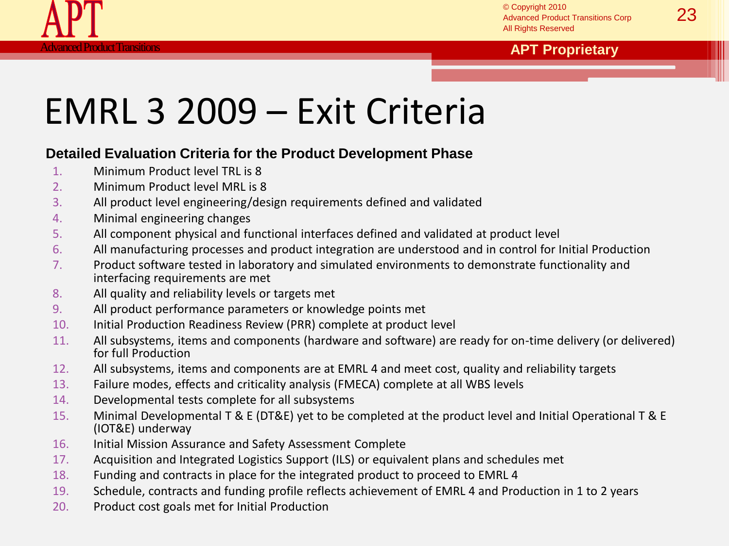# EMRL 3 2009 – Exit Criteria

**Detailed Evaluation Criteria for the Product Development Phase**

1. Minimum Product level TRL is 8
2. Minimum Product level MRL is 8
3. All product level engineering/design requirements defined and validated
4. Minimal engineering changes
5. All component physical and functional interfaces defined and validated at product level
6. All manufacturing processes and product integration are understood and in control for Initial Production
7. Product software tested in laboratory and simulated environments to demonstrate functionality and interfacing requirements are met
8. All quality and reliability levels or targets met
9. All product performance parameters or knowledge points met
10. Initial Production Readiness Review (PRR) complete at product level
11. All subsystems, items and components (hardware and software) are ready for on-time delivery (or delivered) for full Production
12. All subsystems, items and components are at EMRL 4 and meet cost, quality and reliability targets
13. Failure modes, effects and criticality analysis (FMECA) complete at all WBS levels
14. Developmental tests complete for all subsystems
15. Minimal Developmental T & E (DT&E) yet to be completed at the product level and Initial Operational T & E (IOT&E) underway
16. Initial Mission Assurance and Safety Assessment Complete
17. Acquisition and Integrated Logistics Support (ILS) or equivalent plans and schedules met
18. Funding and contracts in place for the integrated product to proceed to EMRL 4
19. Schedule, contracts and funding profile reflects achievement of EMRL 4 and Production in 1 to 2 years
20. Product cost goals met for Initial Production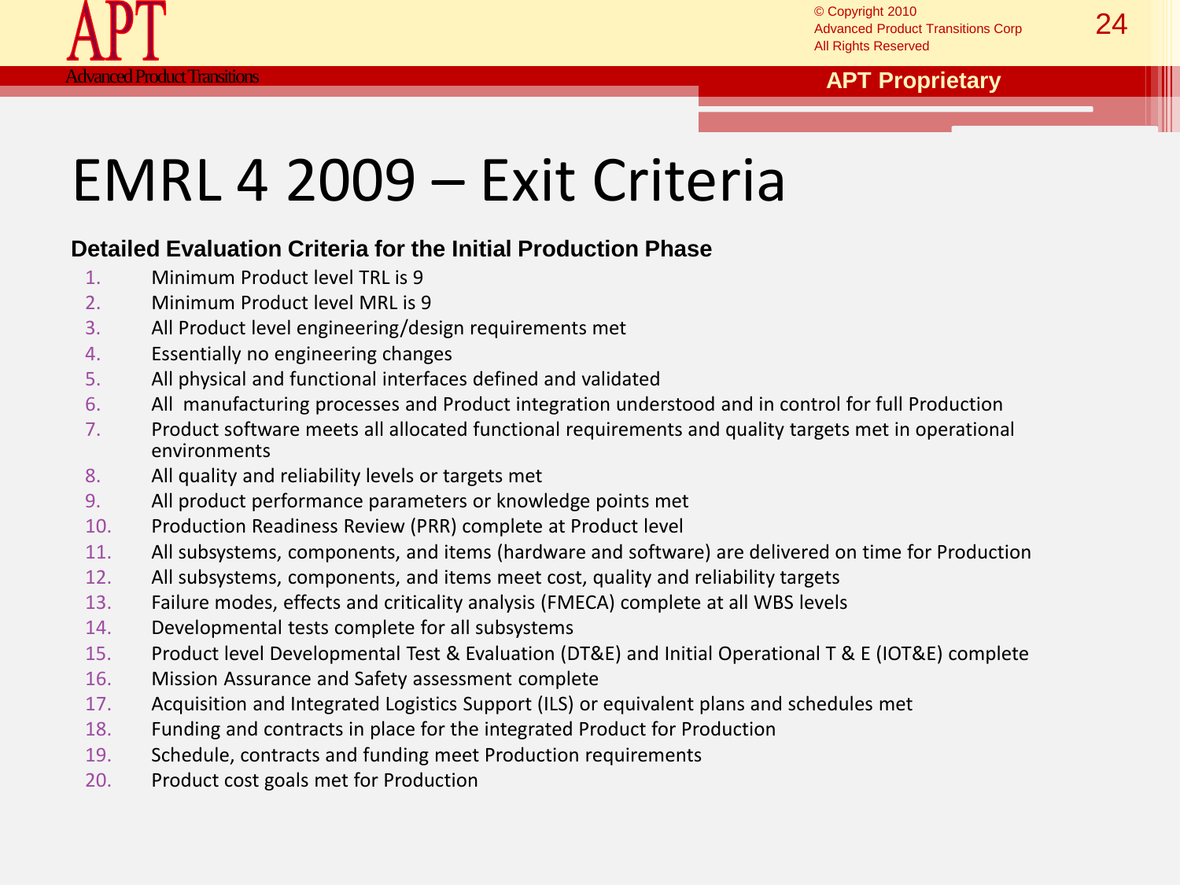# EMRL 4 2009 – Exit Criteria

**Detailed Evaluation Criteria for the Initial Production Phase**

1. Minimum Product level TRL is 9
2. Minimum Product level MRL is 9
3. All Product level engineering/design requirements met
4. Essentially no engineering changes
5. All physical and functional interfaces defined and validated
6. All manufacturing processes and Product integration understood and in control for full Production
7. Product software meets all allocated functional requirements and quality targets met in operational environments
8. All quality and reliability levels or targets met
9. All product performance parameters or knowledge points met
10. Production Readiness Review (PRR) complete at Product level
11. All subsystems, components, and items (hardware and software) are delivered on time for Production
12. All subsystems, components, and items meet cost, quality and reliability targets
13. Failure modes, effects and criticality analysis (FMECA) complete at all WBS levels
14. Developmental tests complete for all subsystems
15. Product level Developmental Test & Evaluation (DT&E) and Initial Operational T & E (IOT&E) complete
16. Mission Assurance and Safety assessment complete
17. Acquisition and Integrated Logistics Support (ILS) or equivalent plans and schedules met
18. Funding and contracts in place for the integrated Product for Production
19. Schedule, contracts and funding meet Production requirements
20. Product cost goals met for Production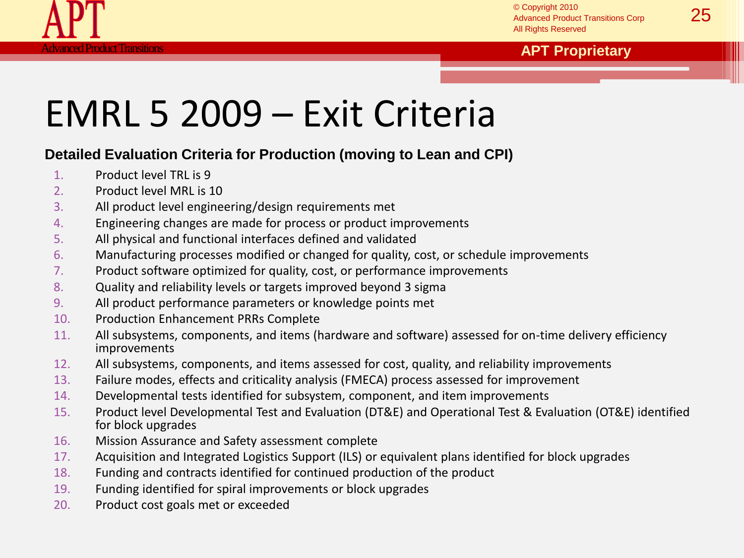# EMRL 5 2009 – Exit Criteria

**Detailed Evaluation Criteria for Production (moving to Lean and CPI)**

1. Product level TRL is 9
2. Product level MRL is 10
3. All product level engineering/design requirements met
4. Engineering changes are made for process or product improvements
5. All physical and functional interfaces defined and validated
6. Manufacturing processes modified or changed for quality, cost, or schedule improvements
7. Product software optimized for quality, cost, or performance improvements
8. Quality and reliability levels or targets improved beyond 3 sigma
9. All product performance parameters or knowledge points met
10. Production Enhancement PRRs Complete
11. All subsystems, components, and items (hardware and software) assessed for on-time delivery efficiency improvements
12. All subsystems, components, and items assessed for cost, quality, and reliability improvements
13. Failure modes, effects and criticality analysis (FMECA) process assessed for improvement
14. Developmental tests identified for subsystem, component, and item improvements
15. Product level Developmental Test and Evaluation (DT&E) and Operational Test & Evaluation (OT&E) identified for block upgrades
16. Mission Assurance and Safety assessment complete
17. Acquisition and Integrated Logistics Support (ILS) or equivalent plans identified for block upgrades
18. Funding and contracts identified for continued production of the product
19. Funding identified for spiral improvements or block upgrades
20. Product cost goals met or exceeded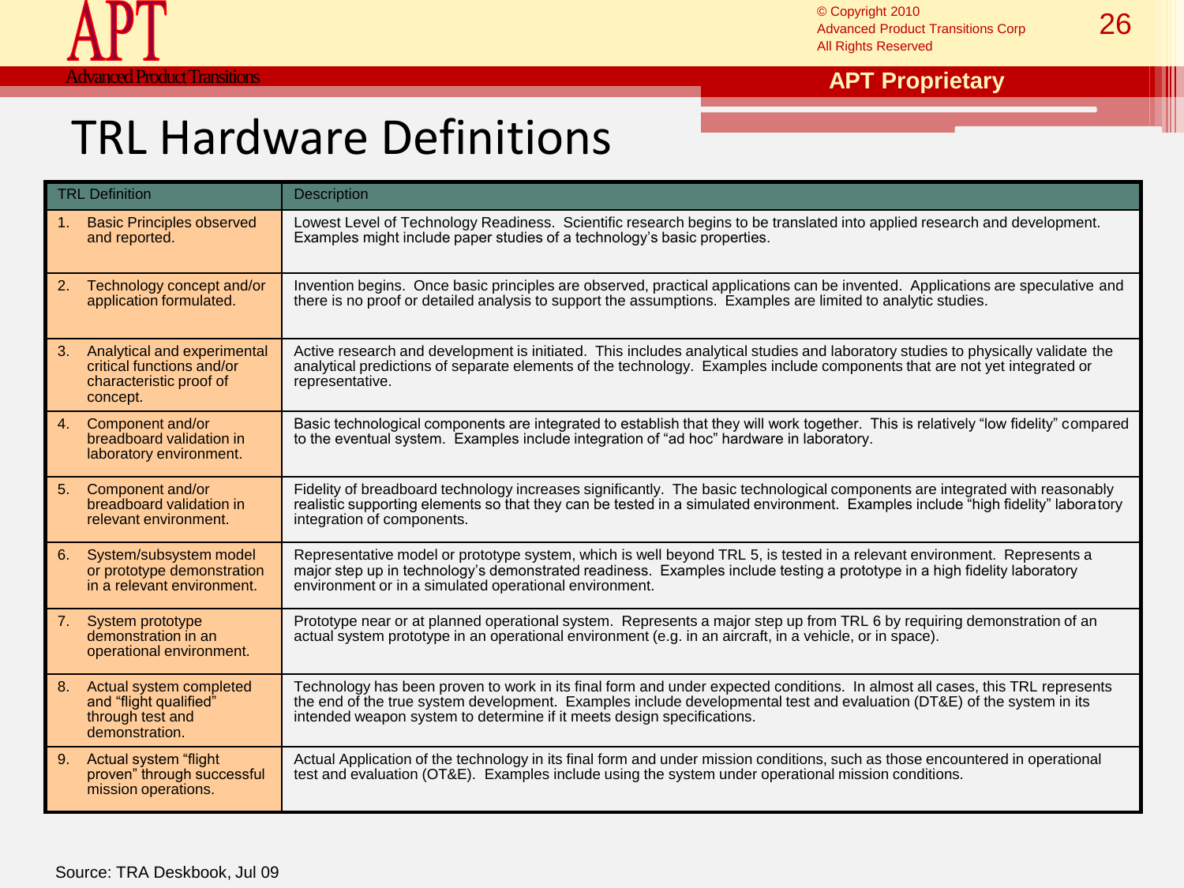# TRL Hardware Definitions

| TRL Definition | Description |
|---|---|
| 1. Basic Principles observed and reported. | Lowest Level of Technology Readiness. Scientific research begins to be translated into applied research and development. Examples might include paper studies of a technology's basic properties. |
| 2. Technology concept and/or application formulated. | Invention begins. Once basic principles are observed, practical applications can be invented. Applications are speculative and there is no proof or detailed analysis to support the assumptions. Examples are limited to analytic studies. |
| 3. Analytical and experimental critical functions and/or characteristic proof of concept. | Active research and development is initiated. This includes analytical studies and laboratory studies to physically validate the analytical predictions of separate elements of the technology. Examples include components that are not yet integrated or representative. |
| 4. Component and/or breadboard validation in laboratory environment. | Basic technological components are integrated to establish that they will work together. This is relatively "low fidelity" compared to the eventual system. Examples include integration of "ad hoc" hardware in laboratory. |
| 5. Component and/or breadboard validation in relevant environment. | Fidelity of breadboard technology increases significantly. The basic technological components are integrated with reasonably realistic supporting elements so that they can be tested in a simulated environment. Examples include "high fidelity" laboratory integration of components. |
| 6. System/subsystem model or prototype demonstration in a relevant environment. | Representative model or prototype system, which is well beyond TRL 5, is tested in a relevant environment. Represents a major step up in technology's demonstrated readiness. Examples include testing a prototype in a high fidelity laboratory environment or in a simulated operational environment. |
| 7. System prototype demonstration in an operational environment. | Prototype near or at planned operational system. Represents a major step up from TRL 6 by requiring demonstration of an actual system prototype in an operational environment (e.g. in an aircraft, in a vehicle, or in space). |
| 8. Actual system completed and "flight qualified" through test and demonstration. | Technology has been proven to work in its final form and under expected conditions. In almost all cases, this TRL represents the end of the true system development. Examples include developmental test and evaluation (DT&E) of the system in its intended weapon system to determine if it meets design specifications. |
| 9. Actual system "flight proven" through successful mission operations. | Actual Application of the technology in its final form and under mission conditions, such as those encountered in operational test and evaluation (OT&E). Examples include using the system under operational mission conditions. |

Source: TRA Deskbook, Jul 09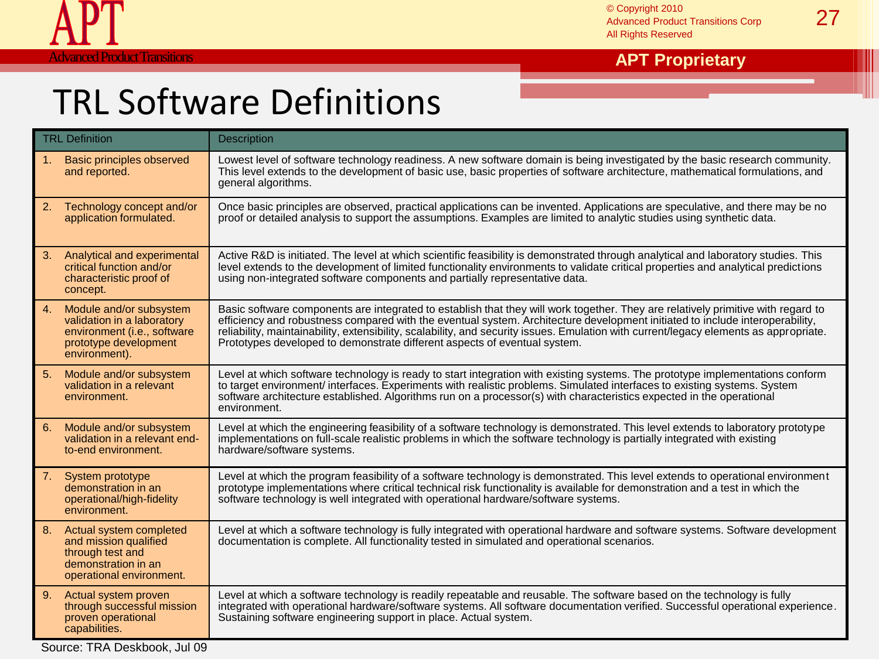# TRL Software Definitions

| TRL Definition | Description |
|---|---|
| 1. Basic principles observed and reported. | Lowest level of software technology readiness. A new software domain is being investigated by the basic research community. This level extends to the development of basic use, basic properties of software architecture, mathematical formulations, and general algorithms. |
| 2. Technology concept and/or application formulated. | Once basic principles are observed, practical applications can be invented. Applications are speculative, and there may be no proof or detailed analysis to support the assumptions. Examples are limited to analytic studies using synthetic data. |
| 3. Analytical and experimental critical function and/or characteristic proof of concept. | Active R&D is initiated. The level at which scientific feasibility is demonstrated through analytical and laboratory studies. This level extends to the development of limited functionality environments to validate critical properties and analytical predictions using non-integrated software components and partially representative data. |
| 4. Module and/or subsystem validation in a laboratory environment (i.e., software prototype development environment). | Basic software components are integrated to establish that they will work together. They are relatively primitive with regard to efficiency and robustness compared with the eventual system. Architecture development initiated to include interoperability, reliability, maintainability, extensibility, scalability, and security issues. Emulation with current/legacy elements as appropriate. Prototypes developed to demonstrate different aspects of eventual system. |
| 5. Module and/or subsystem validation in a relevant environment. | Level at which software technology is ready to start integration with existing systems. The prototype implementations conform to target environment/ interfaces. Experiments with realistic problems. Simulated interfaces to existing systems. System software architecture established. Algorithms run on a processor(s) with characteristics expected in the operational environment. |
| 6. Module and/or subsystem validation in a relevant end-to-end environment. | Level at which the engineering feasibility of a software technology is demonstrated. This level extends to laboratory prototype implementations on full-scale realistic problems in which the software technology is partially integrated with existing hardware/software systems. |
| 7. System prototype demonstration in an operational/high-fidelity environment. | Level at which the program feasibility of a software technology is demonstrated. This level extends to operational environment prototype implementations where critical technical risk functionality is available for demonstration and a test in which the software technology is well integrated with operational hardware/software systems. |
| 8. Actual system completed and mission qualified through test and demonstration in an operational environment. | Level at which a software technology is fully integrated with operational hardware and software systems. Software development documentation is complete. All functionality tested in simulated and operational scenarios. |
| 9. Actual system proven through successful mission proven operational capabilities. | Level at which a software technology is readily repeatable and reusable. The software based on the technology is fully integrated with operational hardware/software systems. All software documentation verified. Successful operational experience. Sustaining software engineering support in place. Actual system. |

Source: TRA Deskbook, Jul 09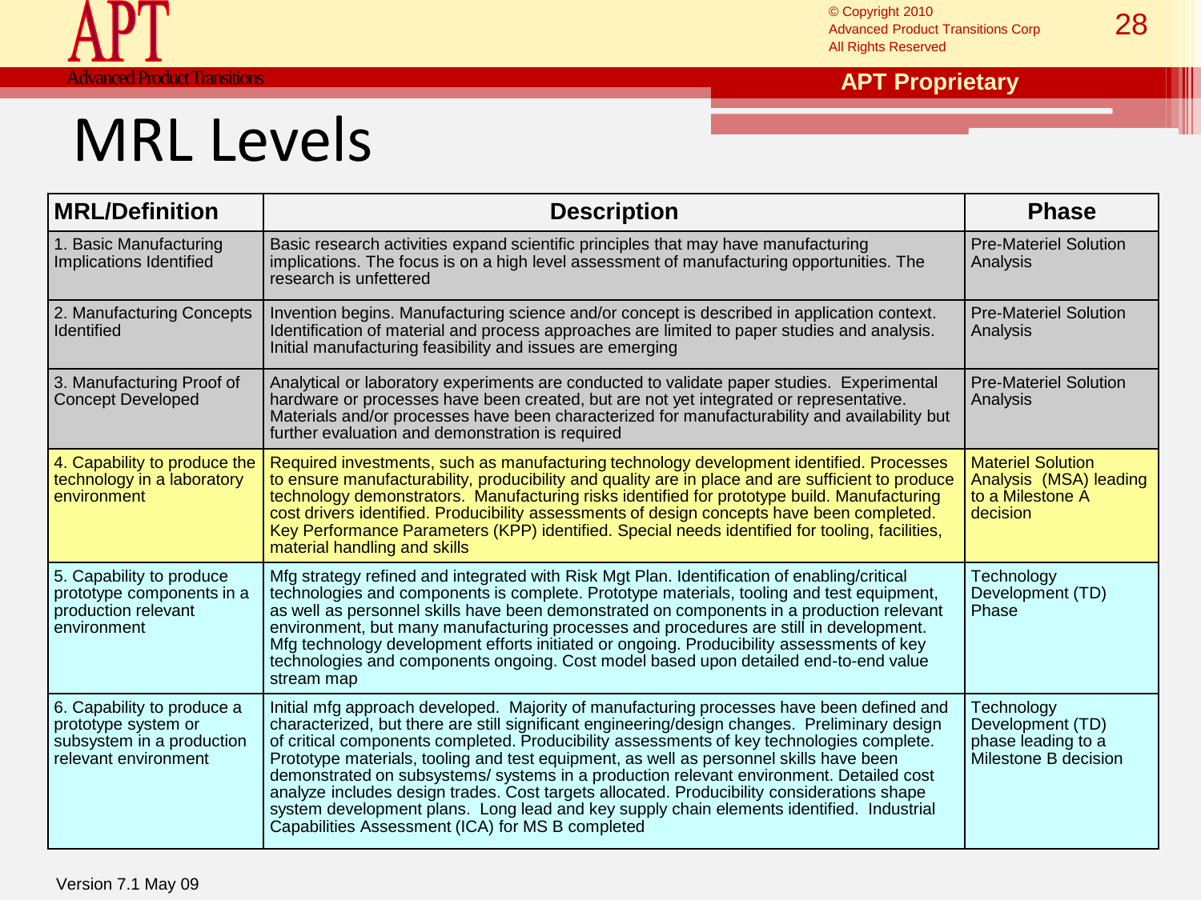# MRL Levels

| MRL/Definition | Description | Phase |
|---|---|---|
| 1. Basic Manufacturing Implications Identified | Basic research activities expand scientific principles that may have manufacturing implications. The focus is on a high level assessment of manufacturing opportunities. The research is unfettered | Pre-Materiel Solution Analysis |
| 2. Manufacturing Concepts Identified | Invention begins. Manufacturing science and/or concept is described in application context. Identification of material and process approaches are limited to paper studies and analysis. Initial manufacturing feasibility and issues are emerging | Pre-Materiel Solution Analysis |
| 3. Manufacturing Proof of Concept Developed | Analytical or laboratory experiments are conducted to validate paper studies. Experimental hardware or processes have been created, but are not yet integrated or representative. Materials and/or processes have been characterized for manufacturability and availability but further evaluation and demonstration is required | Pre-Materiel Solution Analysis |
| 4. Capability to produce the technology in a laboratory environment | Required investments, such as manufacturing technology development identified. Processes to ensure manufacturability, producibility and quality are in place and are sufficient to produce technology demonstrators. Manufacturing risks identified for prototype build. Manufacturing cost drivers identified. Producibility assessments of design concepts have been completed. Key Performance Parameters (KPP) identified. Special needs identified for tooling, facilities, material handling and skills | Materiel Solution Analysis (MSA) leading to a Milestone A decision |
| 5. Capability to produce prototype components in a production relevant environment | Mfg strategy refined and integrated with Risk Mgt Plan. Identification of enabling/critical technologies and components is complete. Prototype materials, tooling and test equipment, as well as personnel skills have been demonstrated on components in a production relevant environment, but many manufacturing processes and procedures are still in development. Mfg technology development efforts initiated or ongoing. Producibility assessments of key technologies and components ongoing. Cost model based upon detailed end-to-end value stream map | Technology Development (TD) Phase |
| 6. Capability to produce a prototype system or subsystem in a production relevant environment | Initial mfg approach developed. Majority of manufacturing processes have been defined and characterized, but there are still significant engineering/design changes. Preliminary design of critical components completed. Producibility assessments of key technologies complete. Prototype materials, tooling and test equipment, as well as personnel skills have been demonstrated on subsystems/ systems in a production relevant environment. Detailed cost analyze includes design trades. Cost targets allocated. Producibility considerations shape system development plans. Long lead and key supply chain elements identified. Industrial Capabilities Assessment (ICA) for MS B completed | Technology Development (TD) phase leading to a Milestone B decision |

Version 7.1 May 09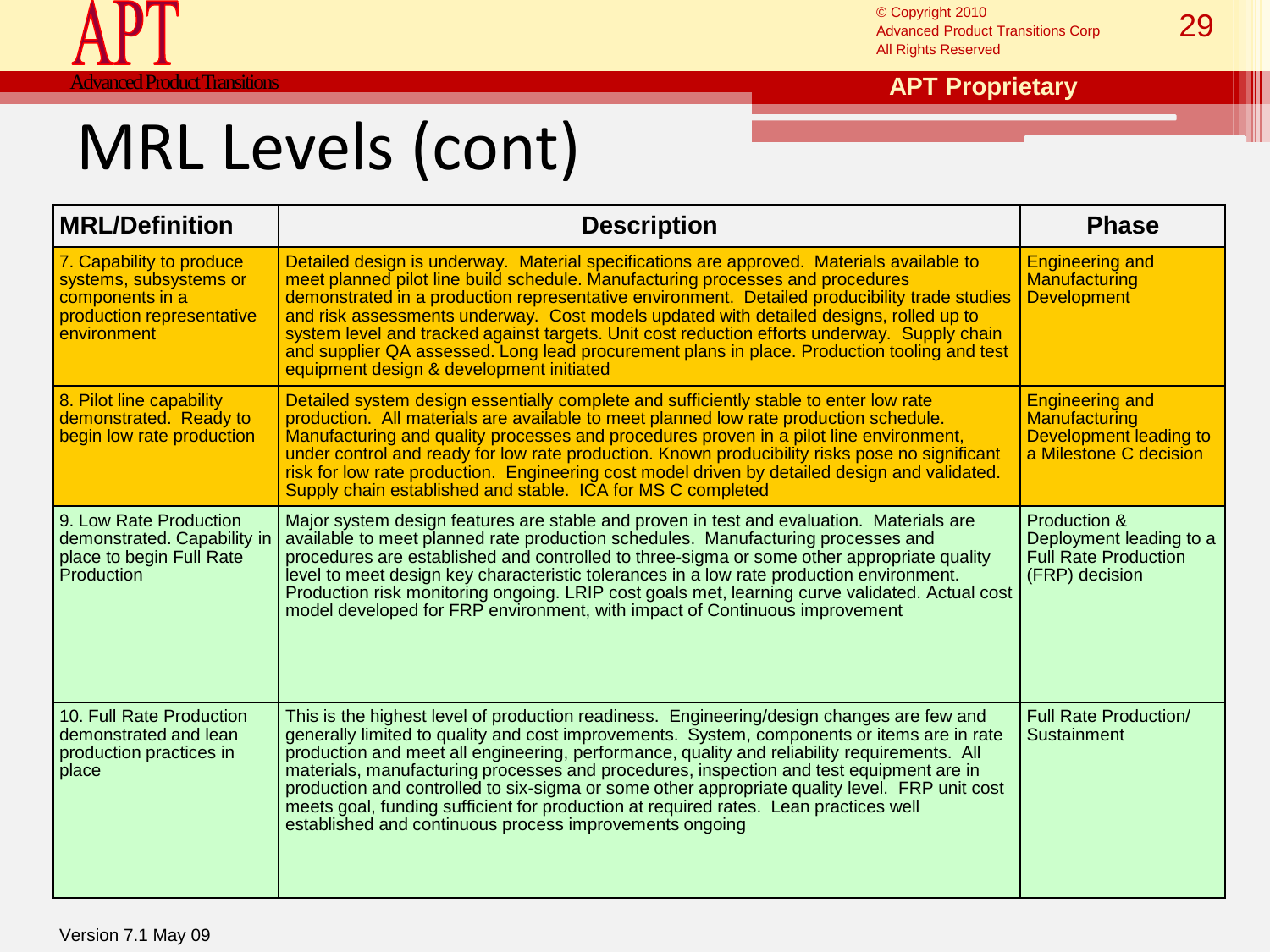# MRL Levels (cont)

| MRL/Definition | Description | Phase |
|---|---|---|
| 7. Capability to produce systems, subsystems or components in a production representative environment | Detailed design is underway. Material specifications are approved. Materials available to meet planned pilot line build schedule. Manufacturing processes and procedures demonstrated in a production representative environment. Detailed producibility trade studies and risk assessments underway. Cost models updated with detailed designs, rolled up to system level and tracked against targets. Unit cost reduction efforts underway. Supply chain and supplier QA assessed. Long lead procurement plans in place. Production tooling and test equipment design & development initiated | Engineering and Manufacturing Development |
| 8. Pilot line capability demonstrated. Ready to begin low rate production | Detailed system design essentially complete and sufficiently stable to enter low rate production. All materials are available to meet planned low rate production schedule. Manufacturing and quality processes and procedures proven in a pilot line environment, under control and ready for low rate production. Known producibility risks pose no significant risk for low rate production. Engineering cost model driven by detailed design and validated. Supply chain established and stable. ICA for MS C completed | Engineering and Manufacturing Development leading to a Milestone C decision |
| 9. Low Rate Production demonstrated. Capability in place to begin Full Rate Production | Major system design features are stable and proven in test and evaluation. Materials are available to meet planned rate production schedules. Manufacturing processes and procedures are established and controlled to three-sigma or some other appropriate quality level to meet design key characteristic tolerances in a low rate production environment. Production risk monitoring ongoing. LRIP cost goals met, learning curve validated. Actual cost model developed for FRP environment, with impact of Continuous improvement | Production & Deployment leading to a Full Rate Production (FRP) decision |
| 10. Full Rate Production demonstrated and lean production practices in place | This is the highest level of production readiness. Engineering/design changes are few and generally limited to quality and cost improvements. System, components or items are in rate production and meet all engineering, performance, quality and reliability requirements. All materials, manufacturing processes and procedures, inspection and test equipment are in production and controlled to six-sigma or some other appropriate quality level. FRP unit cost meets goal, funding sufficient for production at required rates. Lean practices well established and continuous process improvements ongoing | Full Rate Production/ Sustainment |

Version 7.1 May 09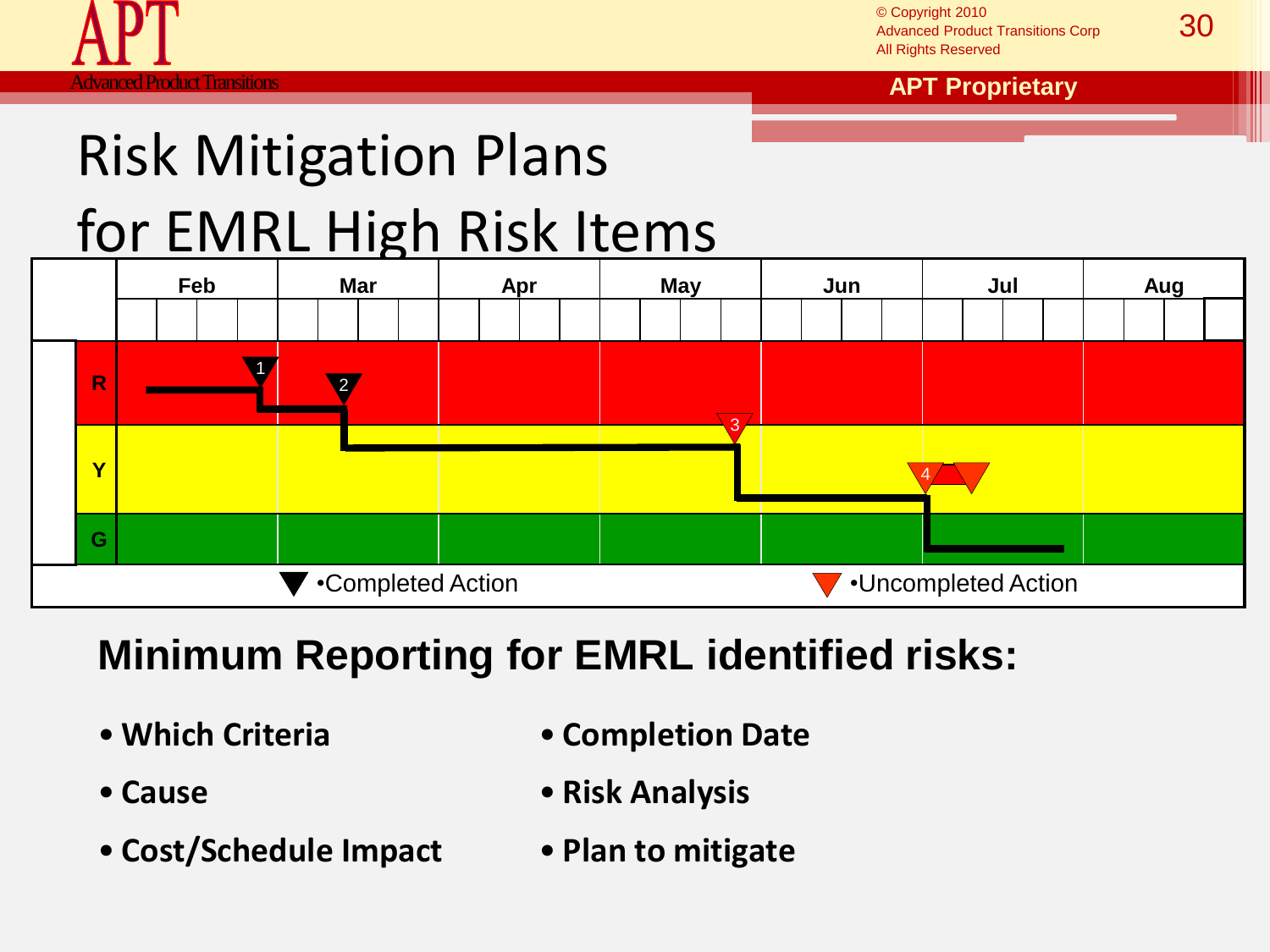# Risk Mitigation Plans for EMRL High Risk Items

Feb Mar Apr May Jun Jul Aug

R

Y

G

1 2 3 4

•Completed Action

•Uncompleted Action

## Minimum Reporting for EMRL identified risks:

- **Which Criteria**
- **Cause**
- **Cost/Schedule Impact**
- **Completion Date**
- **Risk Analysis**
- **Plan to mitigate**